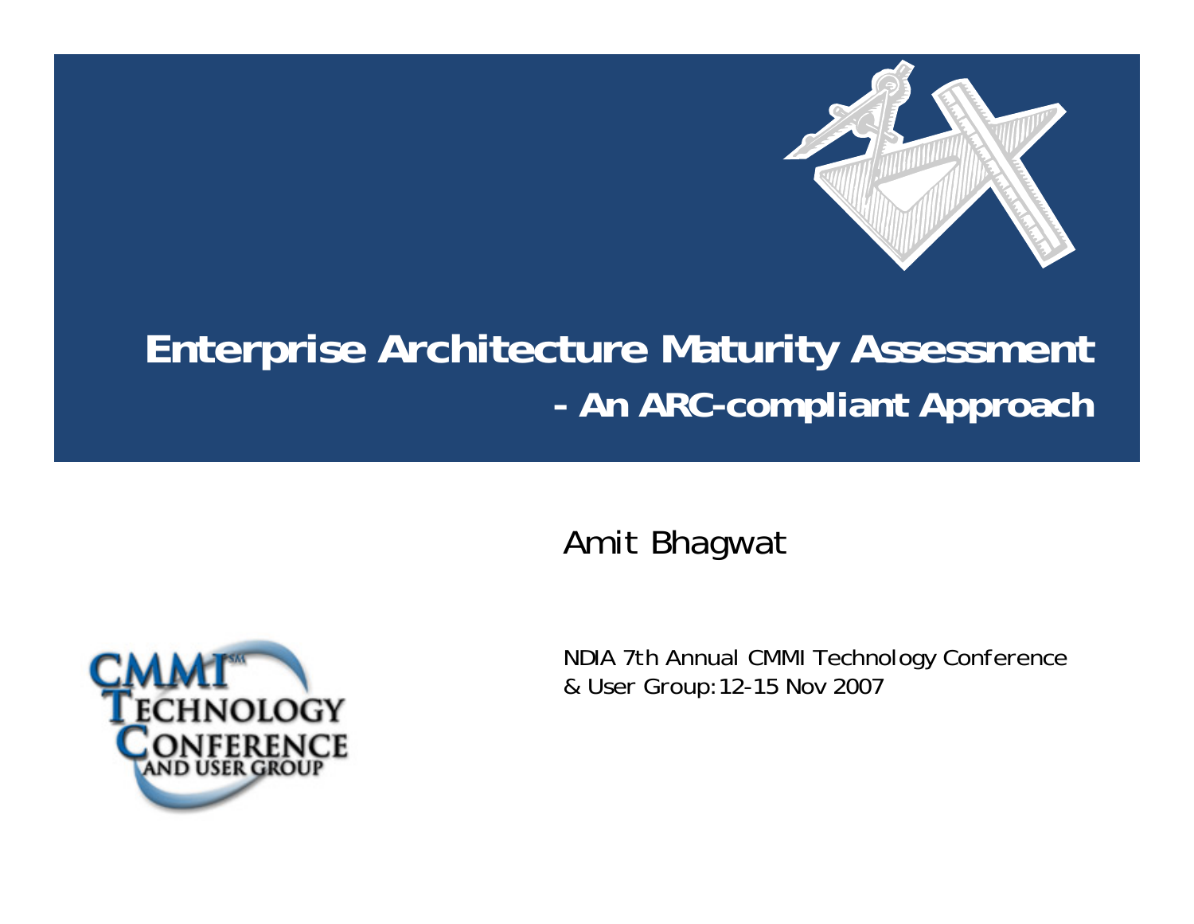# Enterprise Architecture Maturity Assessment

## - An ARC-compliant Approach

Amit Bhagwat

NDIA 7th Annual CMMI Technology Conference & User Group: 12-15 Nov 2007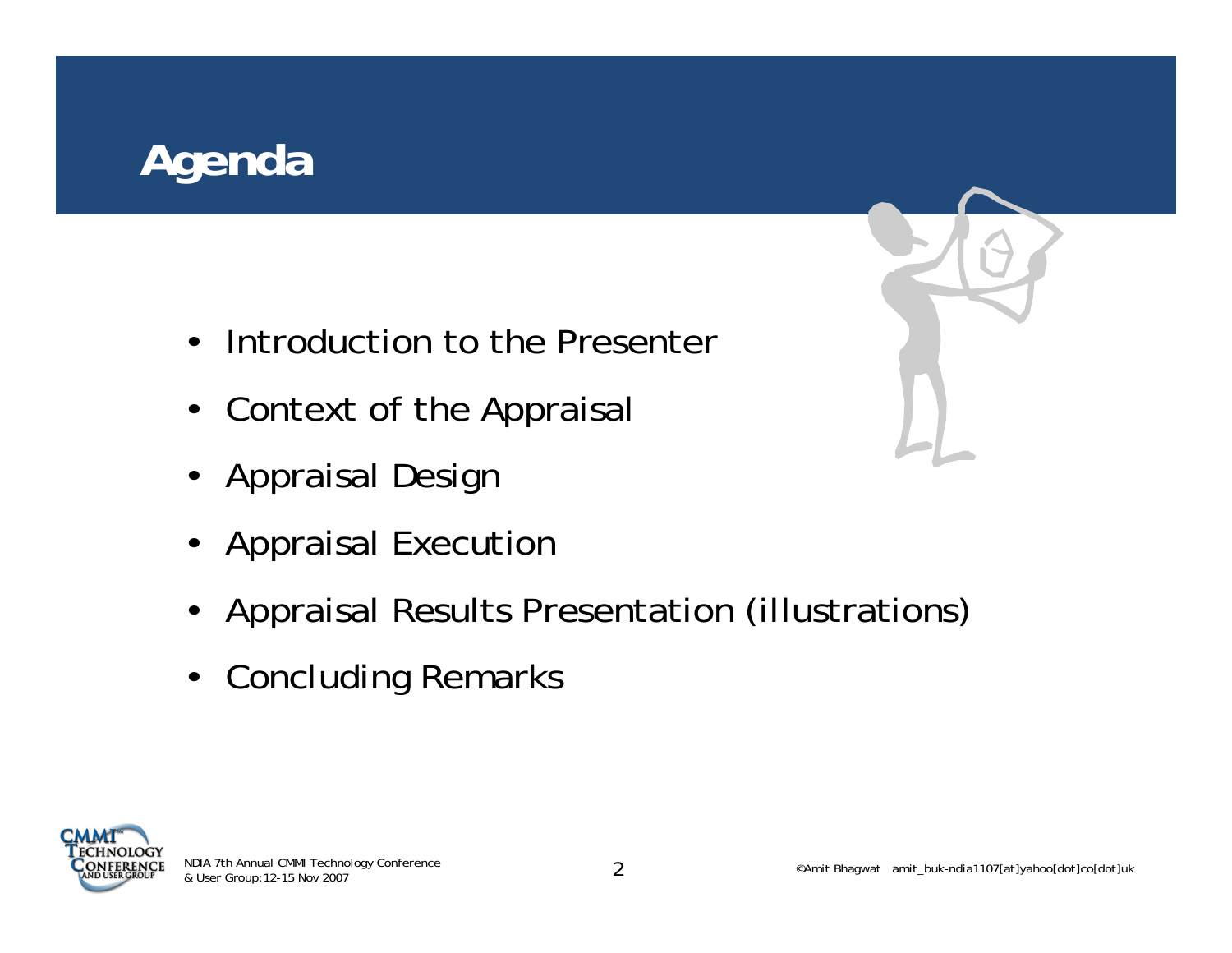# Agenda

- Introduction to the Presenter
- Context of the Appraisal
- Appraisal Design
- Appraisal Execution
- Appraisal Results Presentation (illustrations)
- Concluding Remarks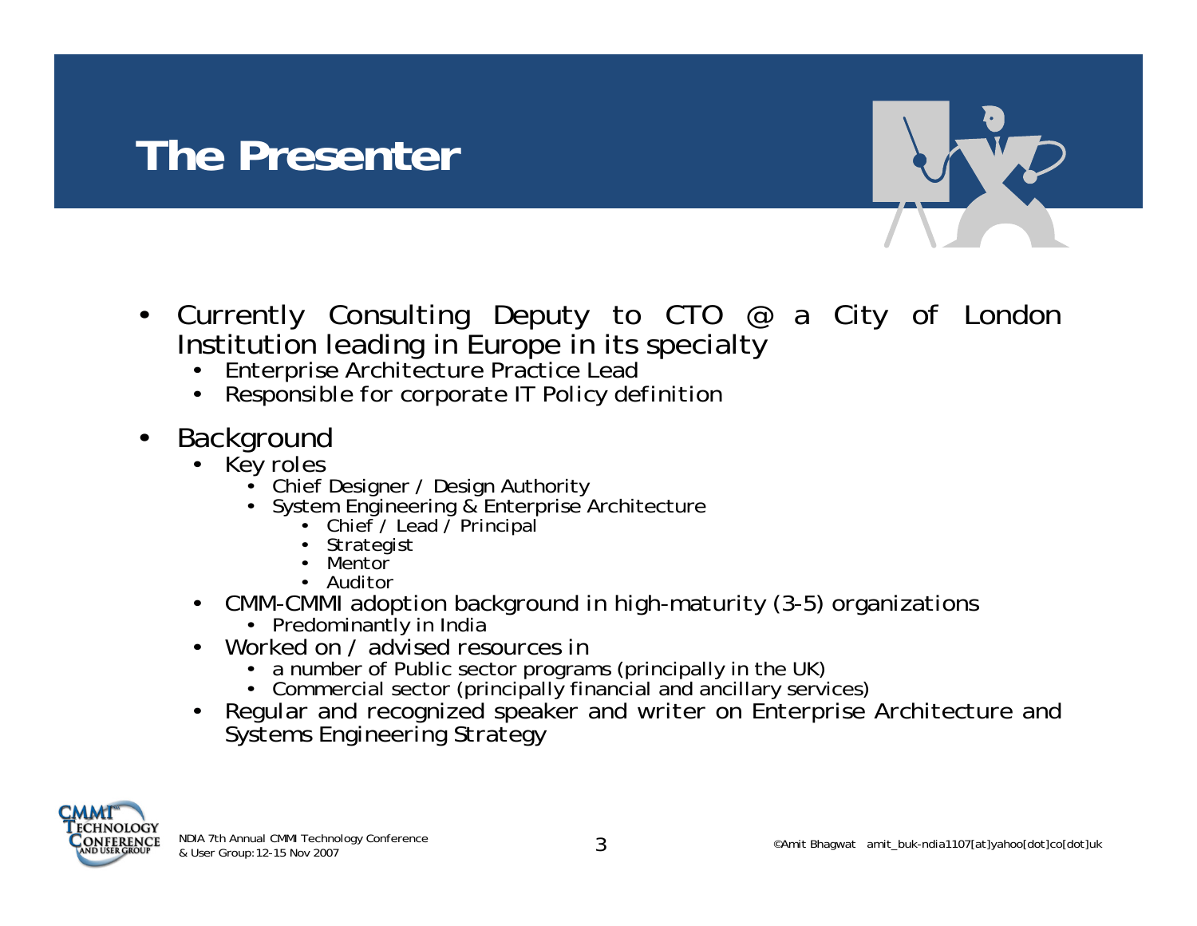# The Presenter

- Currently Consulting Deputy to CTO @ a City of London Institution leading in Europe in its specialty
  - Enterprise Architecture Practice Lead
  - Responsible for corporate IT Policy definition
- Background
  - Key roles
    - Chief Designer / Design Authority
    - System Engineering & Enterprise Architecture
      - Chief / Lead / Principal
      - Strategist
      - Mentor
      - Auditor
  - CMM-CMMI adoption background in high-maturity (3-5) organizations
    - Predominantly in India
  - Worked on / advised resources in
    - a number of Public sector programs (principally in the UK)
    - Commercial sector (principally financial and ancillary services)
  - Regular and recognized speaker and writer on Enterprise Architecture and Systems Engineering Strategy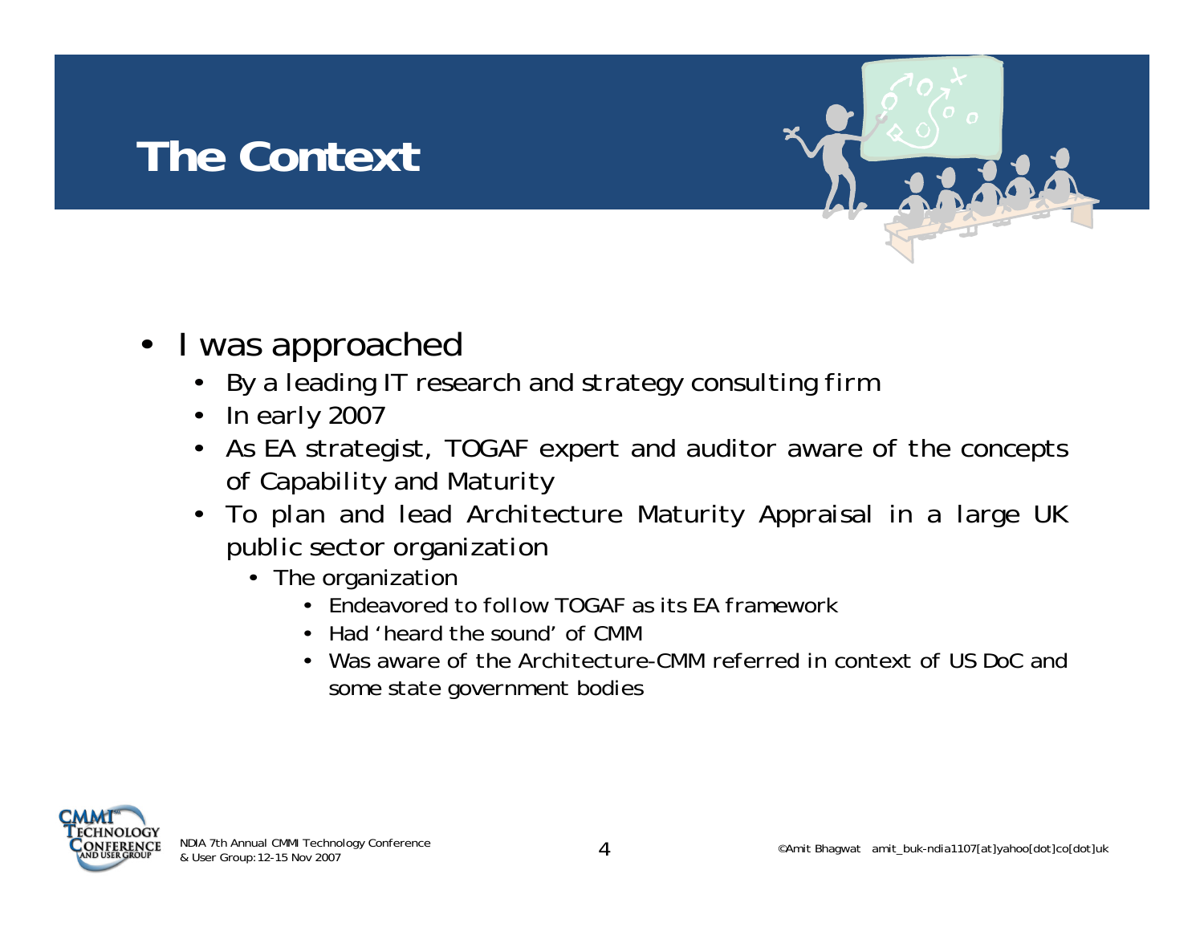# The Context

- I was approached
  - By a leading IT research and strategy consulting firm
  - In early 2007
  - As EA strategist, TOGAF expert and auditor aware of the concepts of Capability and Maturity
  - To plan and lead Architecture Maturity Appraisal in a large UK public sector organization
    - The organization
      - Endeavored to follow TOGAF as its EA framework
      - Had 'heard the sound' of CMM
      - Was aware of the Architecture-CMM referred in context of US DoC and some state government bodies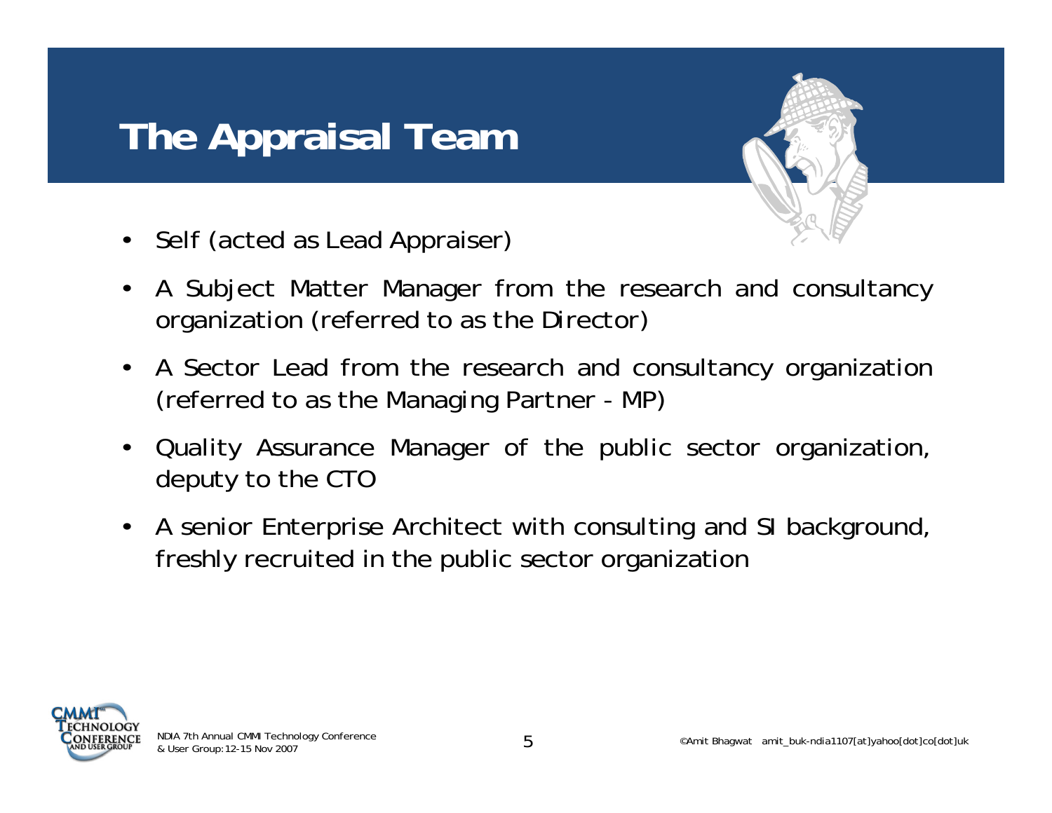# The Appraisal Team

- Self (acted as Lead Appraiser)
- A Subject Matter Manager from the research and consultancy organization (referred to as the Director)
- A Sector Lead from the research and consultancy organization (referred to as the Managing Partner - MP)
- Quality Assurance Manager of the public sector organization, deputy to the CTO
- A senior Enterprise Architect with consulting and SI background, freshly recruited in the public sector organization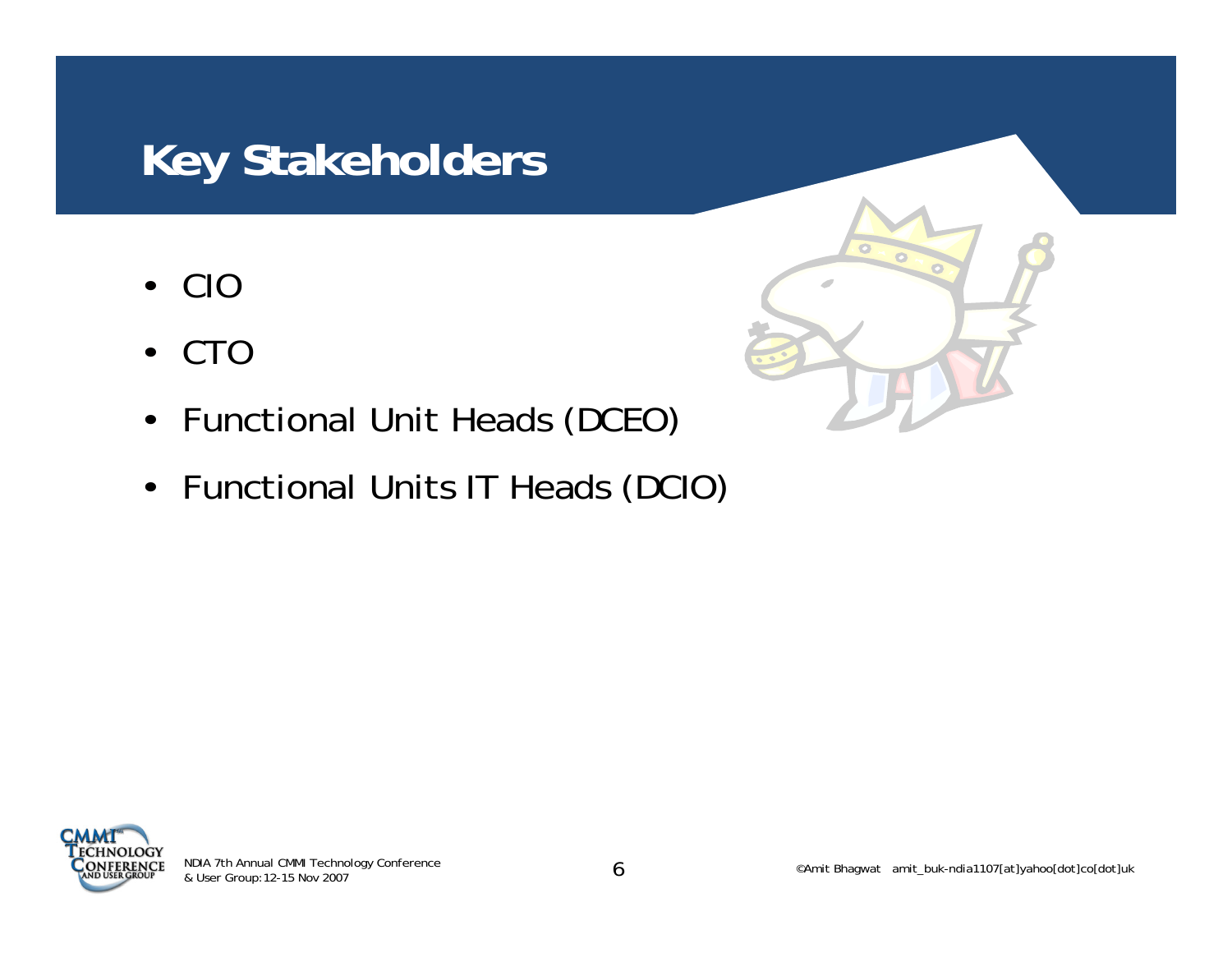# Key Stakeholders

- CIO
- CTO
- Functional Unit Heads (DCEO)
- Functional Units IT Heads (DCIO)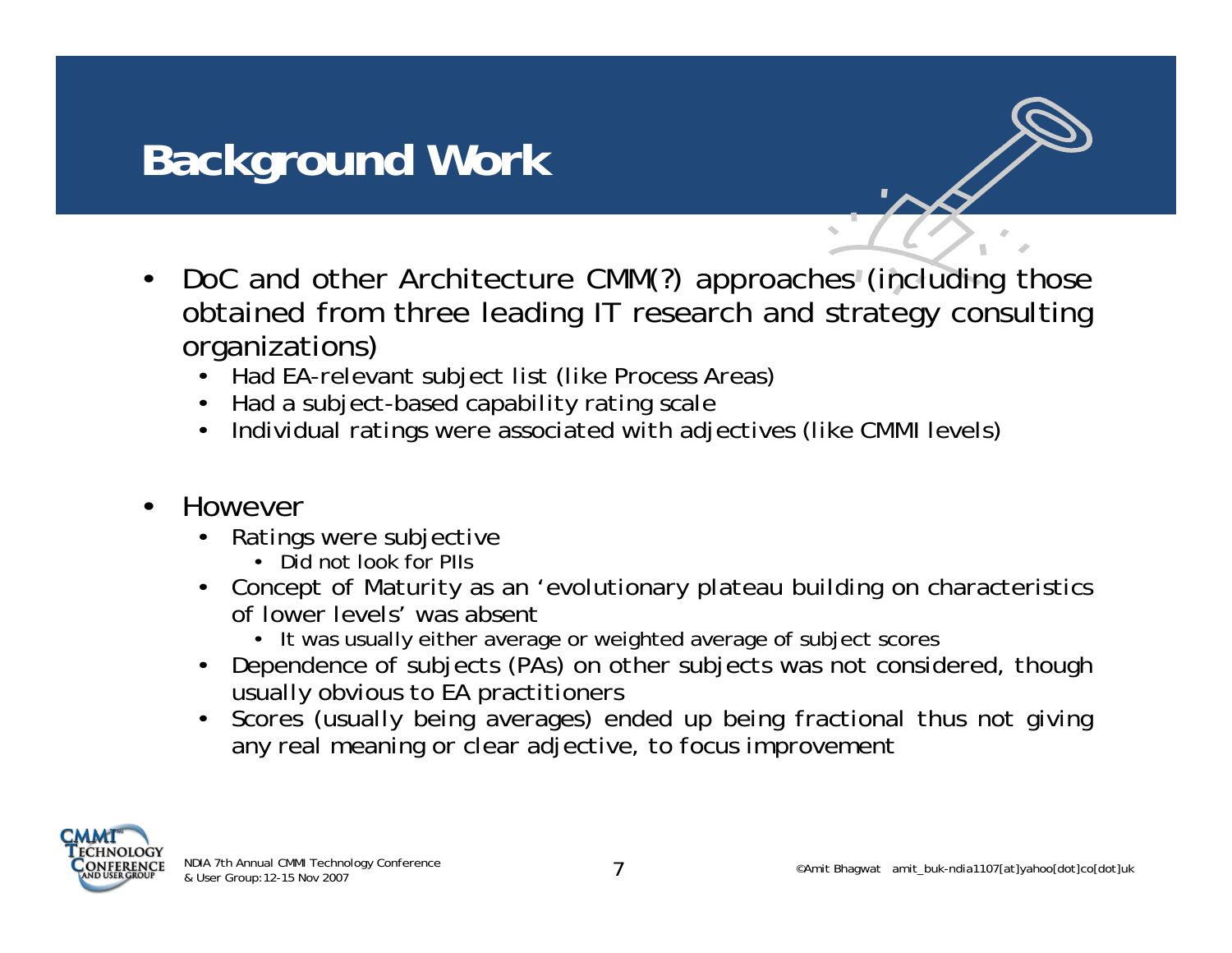# Background Work

- DoC and other Architecture CMM(?) approaches (including those obtained from three leading IT research and strategy consulting organizations)
  - Had EA-relevant subject list (like Process Areas)
  - Had a subject-based capability rating scale
  - Individual ratings were associated with adjectives (like CMMI levels)
- However
  - Ratings were subjective
    - Did not look for PIIs
  - Concept of Maturity as an 'evolutionary plateau building on characteristics of lower levels' was absent
    - It was usually either average or weighted average of subject scores
  - Dependence of subjects (PAs) on other subjects was not considered, though usually obvious to EA practitioners
  - Scores (usually being averages) ended up being fractional thus not giving any real meaning or clear adjective, to focus improvement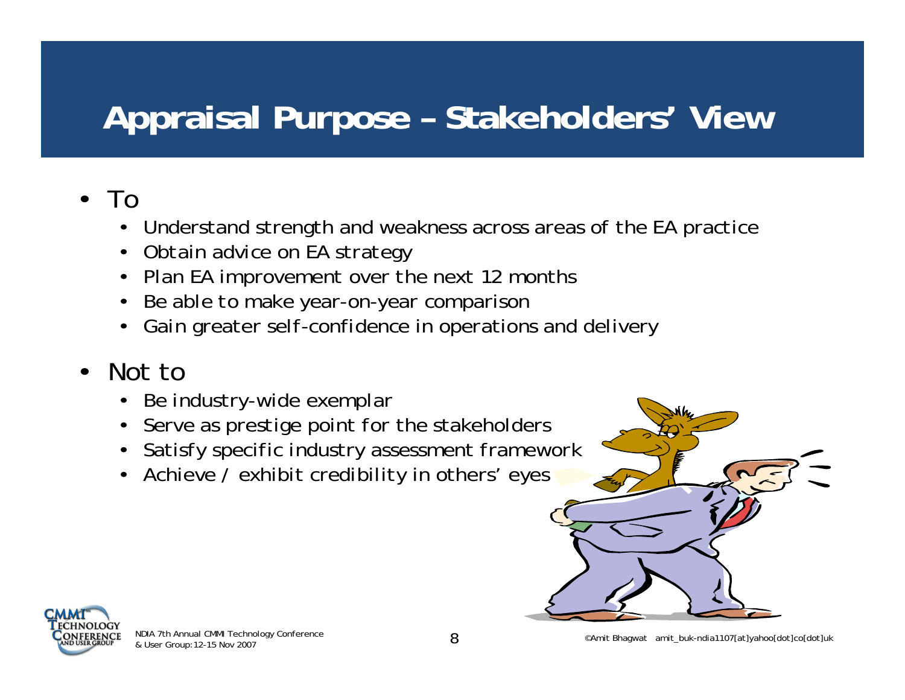# Appraisal Purpose – Stakeholders' View

- To
  - Understand strength and weakness across areas of the EA practice
  - Obtain advice on EA strategy
  - Plan EA improvement over the next 12 months
  - Be able to make year-on-year comparison
  - Gain greater self-confidence in operations and delivery
- Not to
  - Be industry-wide exemplar
  - Serve as prestige point for the stakeholders
  - Satisfy specific industry assessment framework
  - Achieve / exhibit credibility in others' eyes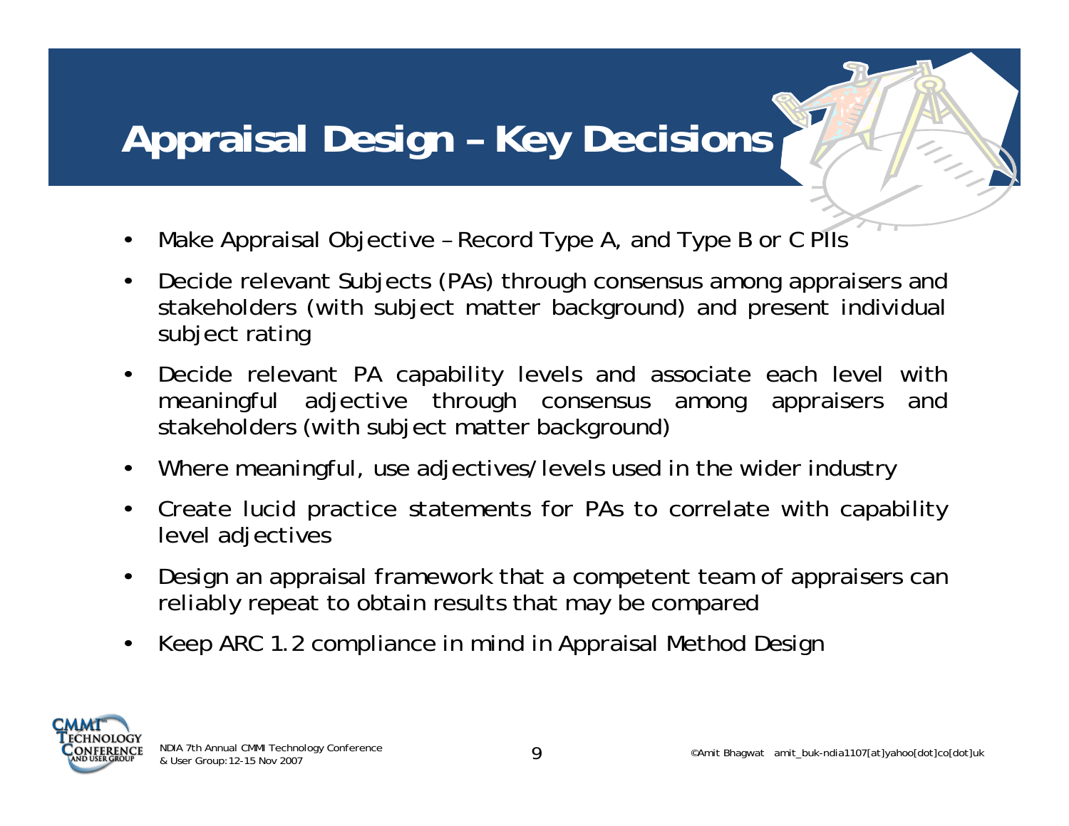# Appraisal Design – Key Decisions

- Make Appraisal Objective – Record Type A, and Type B or C PIIs
- Decide relevant Subjects (PAs) through consensus among appraisers and stakeholders (with subject matter background) and present individual subject rating
- Decide relevant PA capability levels and associate each level with meaningful adjective through consensus among appraisers and stakeholders (with subject matter background)
- Where meaningful, use adjectives/levels used in the wider industry
- Create lucid practice statements for PAs to correlate with capability level adjectives
- Design an appraisal framework that a competent team of appraisers can reliably repeat to obtain results that may be compared
- Keep ARC 1.2 compliance in mind in Appraisal Method Design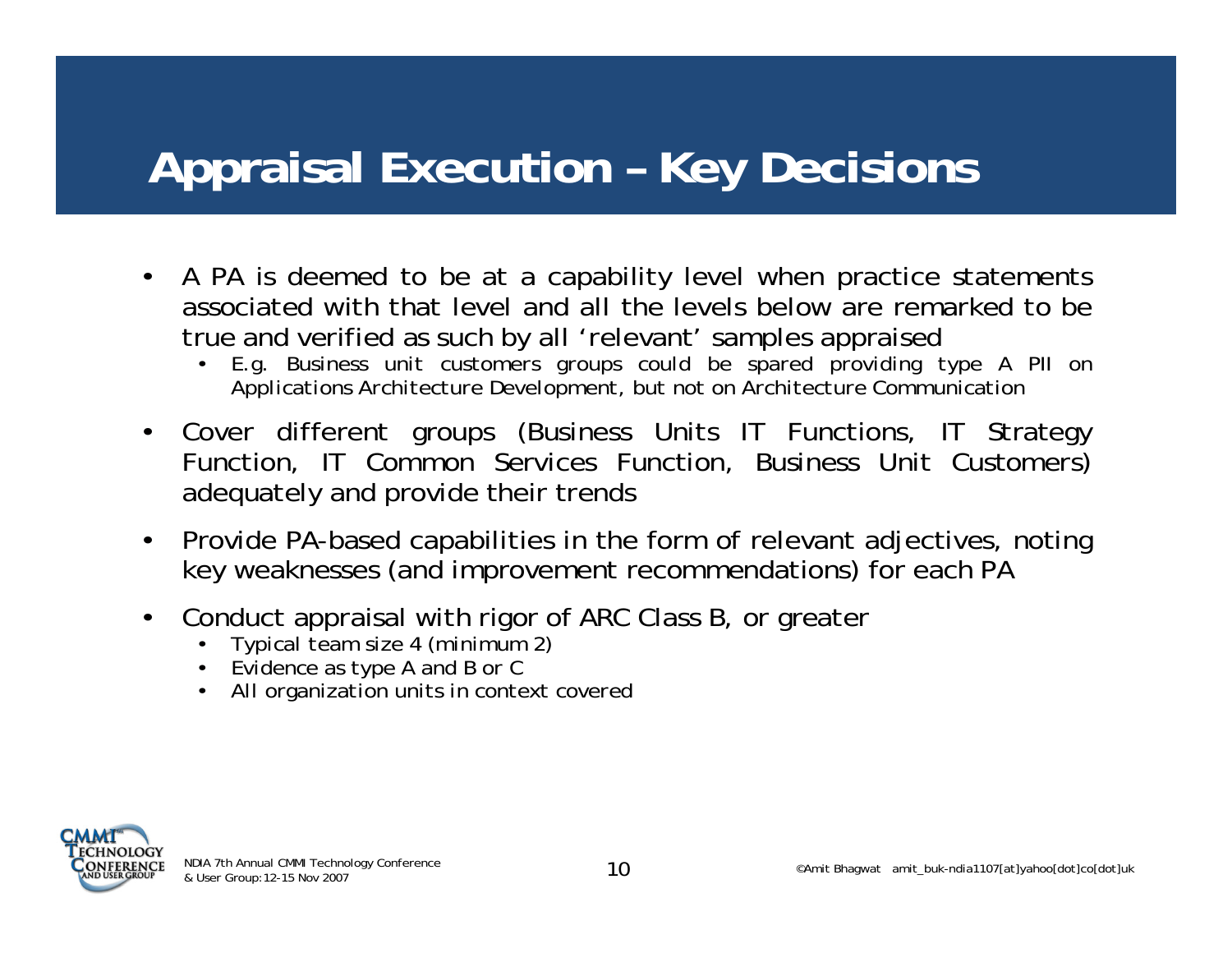# Appraisal Execution – Key Decisions

- A PA is deemed to be at a capability level when practice statements associated with that level and all the levels below are remarked to be true and verified as such by all 'relevant' samples appraised
  - E.g. Business unit customers groups could be spared providing type A PII on Applications Architecture Development, but not on Architecture Communication
- Cover different groups (Business Units IT Functions, IT Strategy Function, IT Common Services Function, Business Unit Customers) adequately and provide their trends
- Provide PA-based capabilities in the form of relevant adjectives, noting key weaknesses (and improvement recommendations) for each PA
- Conduct appraisal with rigor of ARC Class B, or greater
  - Typical team size 4 (minimum 2)
  - Evidence as type A and B or C
  - All organization units in context covered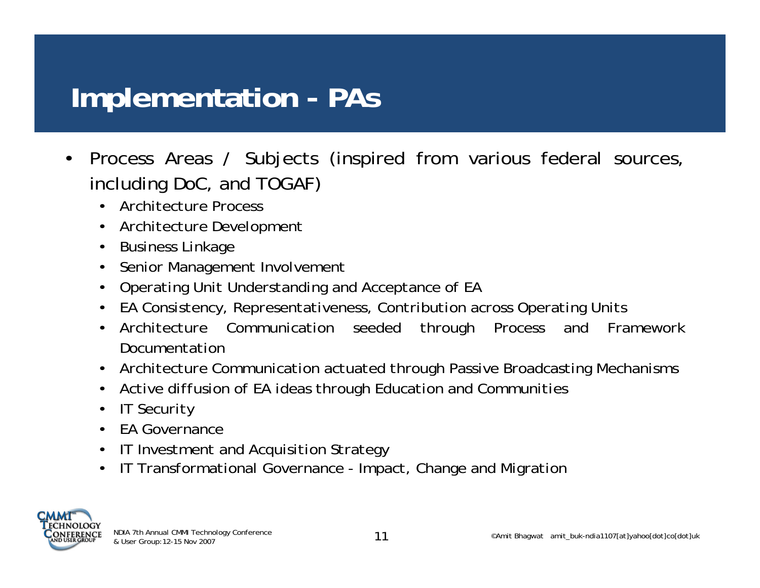# Implementation - PAs

- Process Areas / Subjects (inspired from various federal sources, including DoC, and TOGAF)
  - Architecture Process
  - Architecture Development
  - Business Linkage
  - Senior Management Involvement
  - Operating Unit Understanding and Acceptance of EA
  - EA Consistency, Representativeness, Contribution across Operating Units
  - Architecture Communication seeded through Process and Framework Documentation
  - Architecture Communication actuated through Passive Broadcasting Mechanisms
  - Active diffusion of EA ideas through Education and Communities
  - IT Security
  - EA Governance
  - IT Investment and Acquisition Strategy
  - IT Transformational Governance - Impact, Change and Migration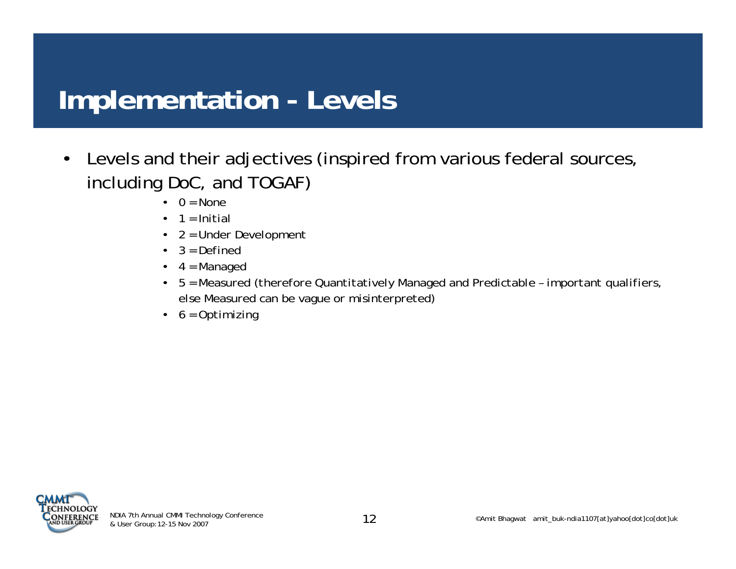# Implementation - Levels

- Levels and their adjectives (inspired from various federal sources, including DoC, and TOGAF)
  - 0 = None
  - 1 = Initial
  - 2 = Under Development
  - 3 = Defined
  - 4 = Managed
  - 5 = Measured (therefore Quantitatively Managed and Predictable – important qualifiers, else Measured can be vague or misinterpreted)
  - 6 = Optimizing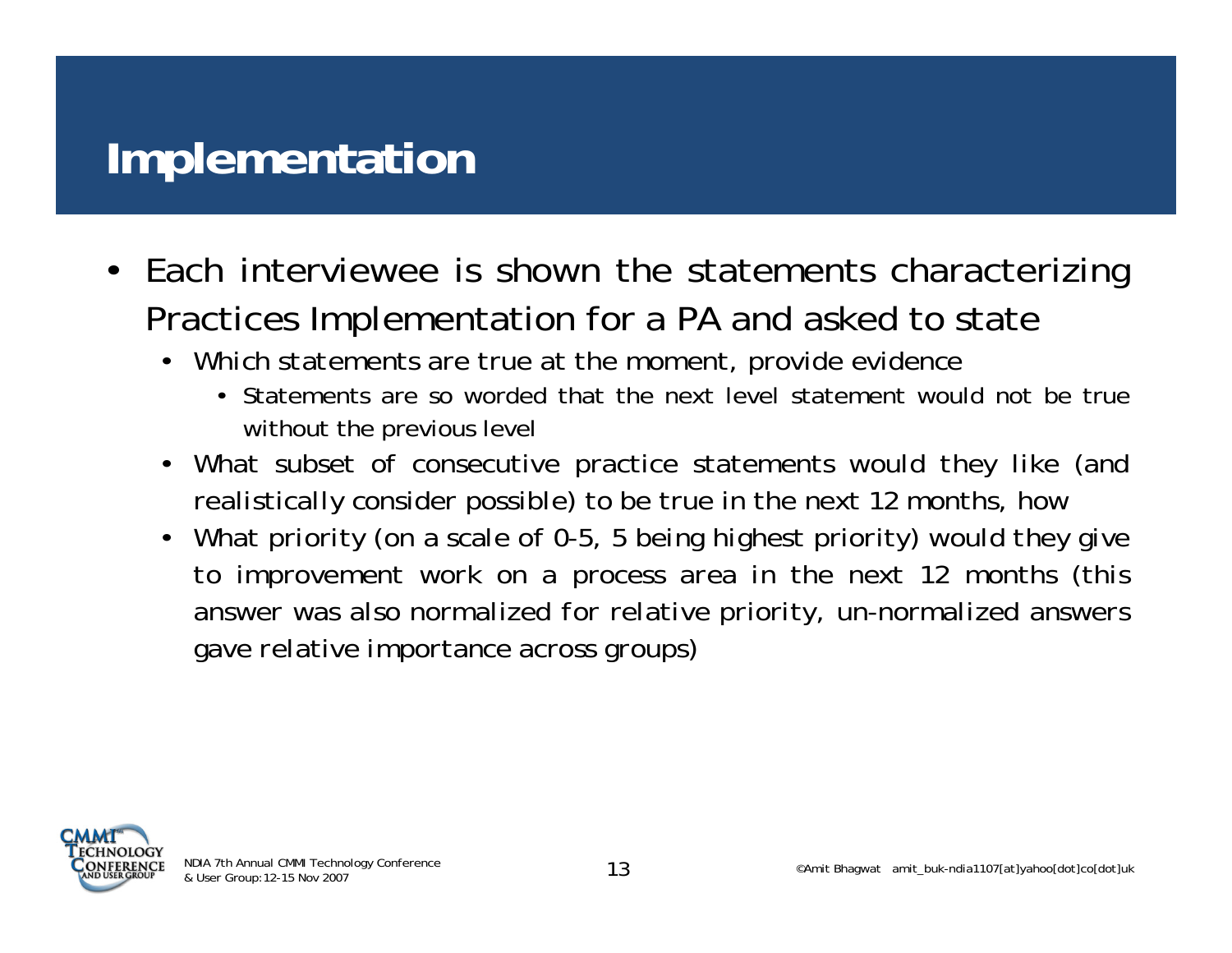# Implementation

- Each interviewee is shown the statements characterizing Practices Implementation for a PA and asked to state
  - Which statements are true at the moment, provide evidence
    - Statements are so worded that the next level statement would not be true without the previous level
  - What subset of consecutive practice statements would they like (and realistically consider possible) to be true in the next 12 months, how
  - What priority (on a scale of 0-5, 5 being highest priority) would they give to improvement work on a process area in the next 12 months (this answer was also normalized for relative priority, un-normalized answers gave relative importance across groups)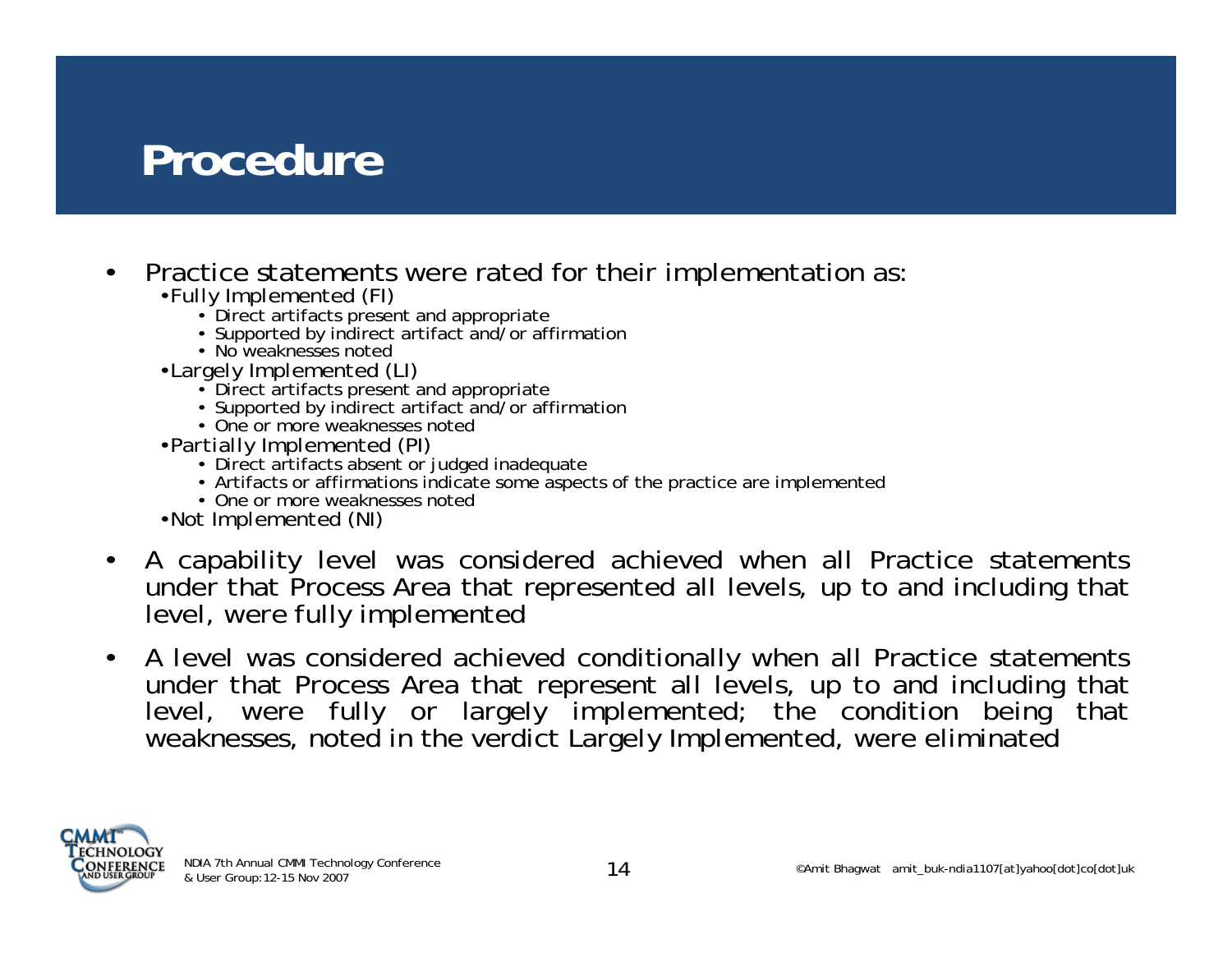# Procedure

- Practice statements were rated for their implementation as:
  - Fully Implemented (FI)
    - Direct artifacts present and appropriate
    - Supported by indirect artifact and/or affirmation
    - No weaknesses noted
  - Largely Implemented (LI)
    - Direct artifacts present and appropriate
    - Supported by indirect artifact and/or affirmation
    - One or more weaknesses noted
  - Partially Implemented (PI)
    - Direct artifacts absent or judged inadequate
    - Artifacts or affirmations indicate some aspects of the practice are implemented
    - One or more weaknesses noted
  - Not Implemented (NI)
- A capability level was considered achieved when all Practice statements under that Process Area that represented all levels, up to and including that level, were fully implemented
- A level was considered achieved conditionally when all Practice statements under that Process Area that represent all levels, up to and including that level, were fully or largely implemented; the condition being that weaknesses, noted in the verdict Largely Implemented, were eliminated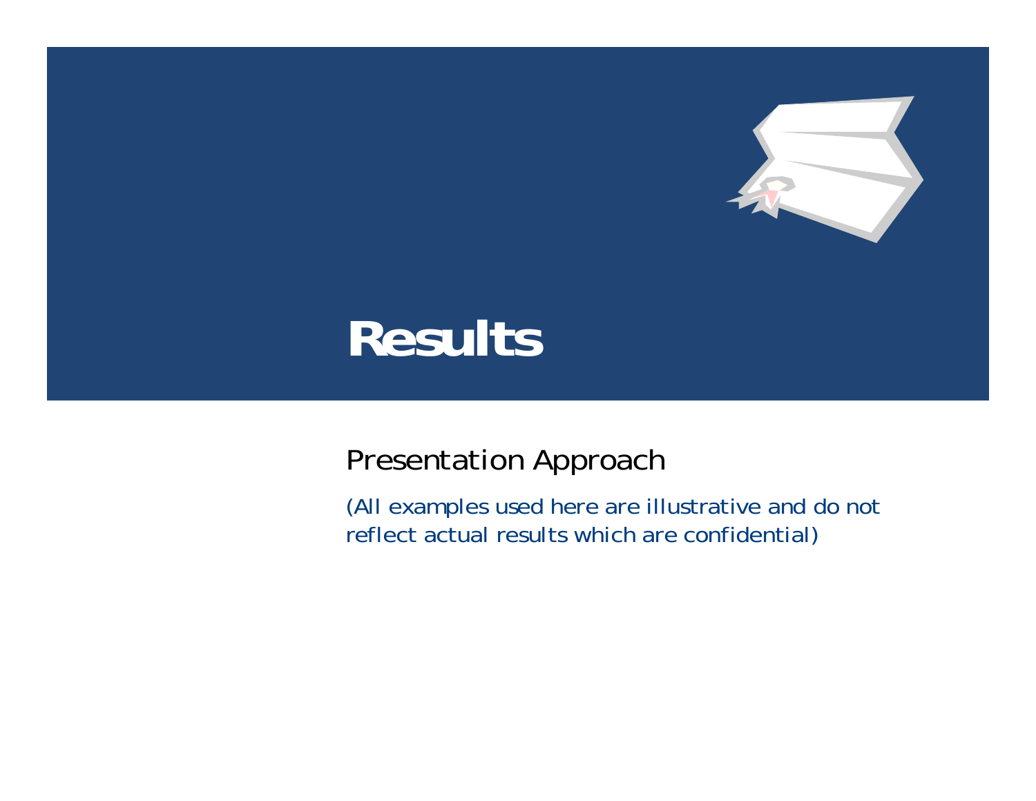# Results

## Presentation Approach

(All examples used here are illustrative and do not reflect actual results which are confidential)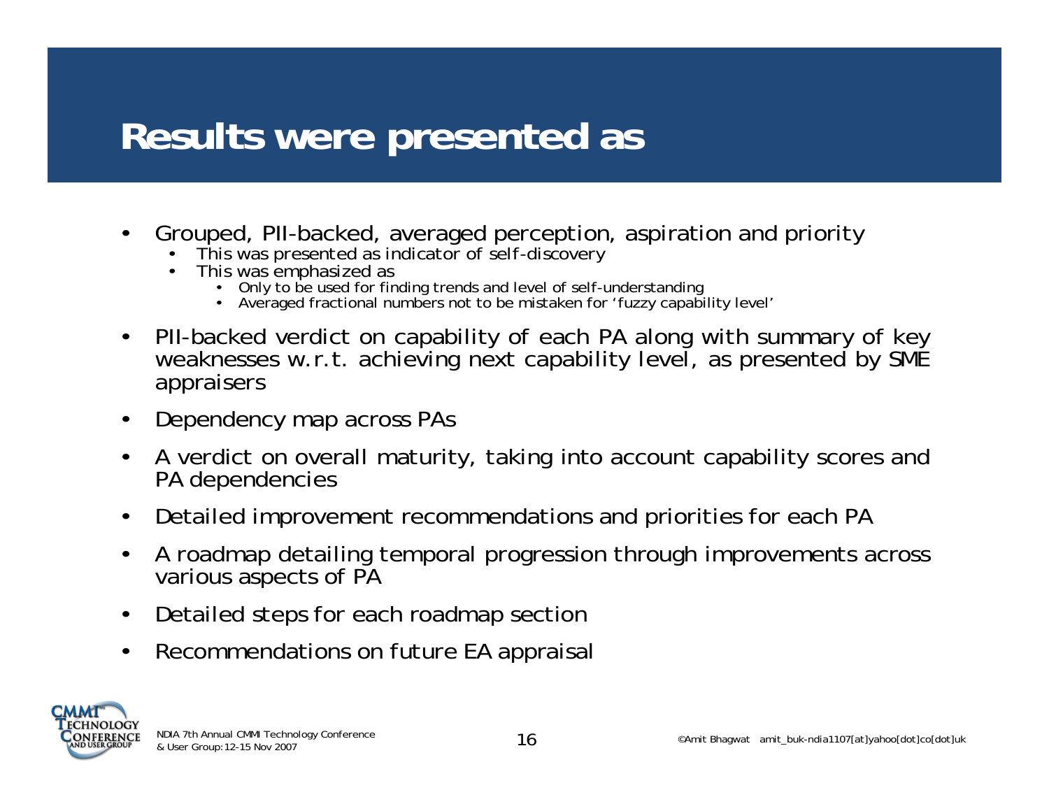# Results were presented as

- Grouped, PII-backed, averaged perception, aspiration and priority
  - This was presented as indicator of self-discovery
  - This was emphasized as
    - Only to be used for finding trends and level of self-understanding
    - Averaged fractional numbers not to be mistaken for 'fuzzy capability level'
- PII-backed verdict on capability of each PA along with summary of key weaknesses w.r.t. achieving next capability level, as presented by SME appraisers
- Dependency map across PAs
- A verdict on overall maturity, taking into account capability scores and PA dependencies
- Detailed improvement recommendations and priorities for each PA
- A roadmap detailing temporal progression through improvements across various aspects of PA
- Detailed steps for each roadmap section
- Recommendations on future EA appraisal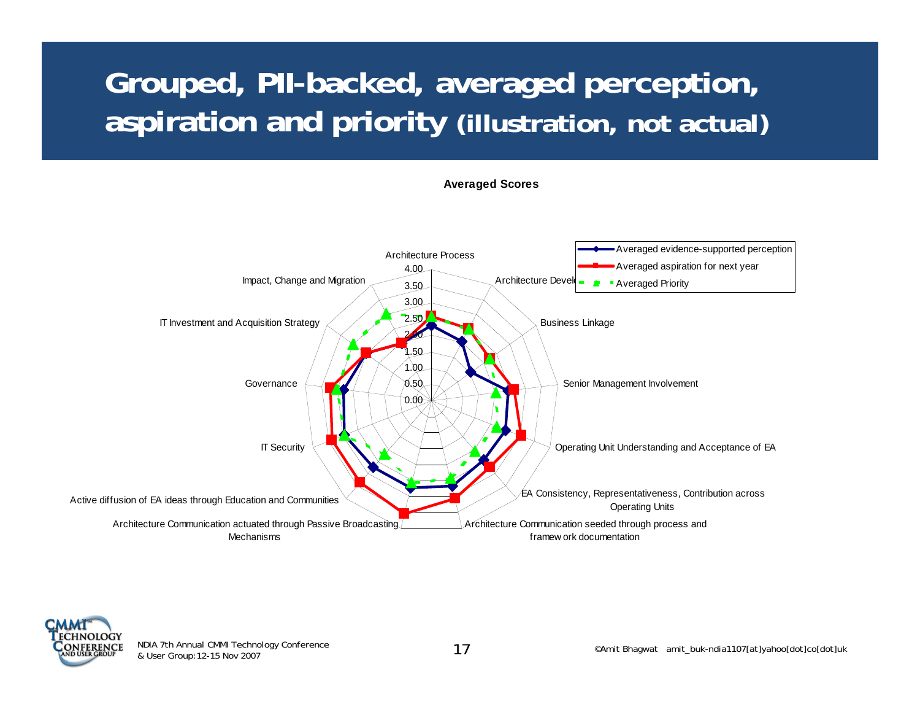# Grouped, PII-backed, averaged perception, aspiration and priority (illustration, not actual)

Averaged Scores

Architecture Process

Architecture Development

Business Linkage

Senior Management Involvement

Operating Unit Understanding and Acceptance of EA

EA Consistency, Representativeness, Contribution across Operating Units

Architecture Communication seeded through process and framework documentation

Architecture Communication actuated through Passive Broadcasting Mechanisms

Active diffusion of EA ideas through Education and Communities

IT Security

Governance

IT Investment and Acquisition Strategy

Impact, Change and Migration

4.00
3.50
3.00
2.50
2.00
1.50
1.00
0.50
0.00

Averaged evidence-supported perception

Averaged aspiration for next year

Averaged Priority

NDIA 7th Annual CMMI Technology Conference & User Group: 12-15 Nov 2007

©Amit Bhagwat amit_buk-ndia1107[at]yahoo[dot]co[dot]uk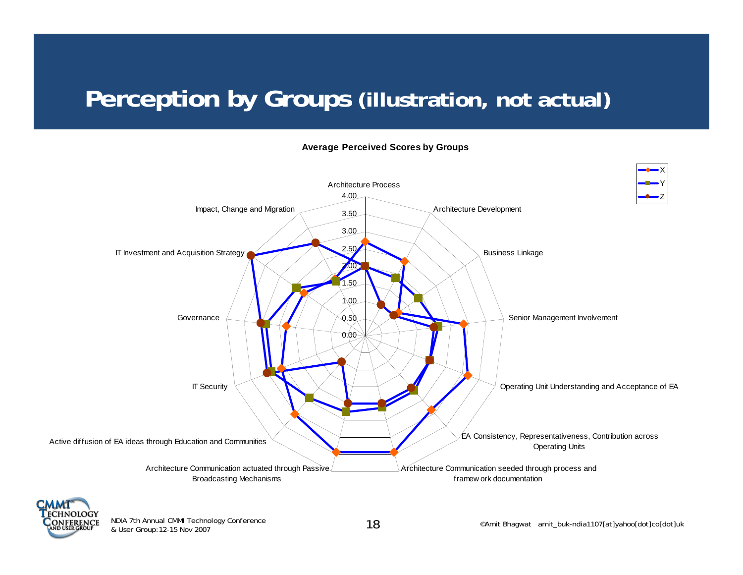# Perception by Groups (illustration, not actual)

**Average Perceived Scores by Groups**

X
Y
Z

4.00
3.50
3.00
2.50
2.00
1.50
1.00
0.50
0.00

Architecture Process
Architecture Development
Business Linkage
Senior Management Involvement
Operating Unit Understanding and Acceptance of EA
EA Consistency, Representativeness, Contribution across Operating Units
Architecture Communication seeded through process and framework documentation
Architecture Communication actuated through Passive Broadcasting Mechanisms
Active diffusion of EA ideas through Education and Communities
IT Security
Governance
IT Investment and Acquisition Strategy
Impact, Change and Migration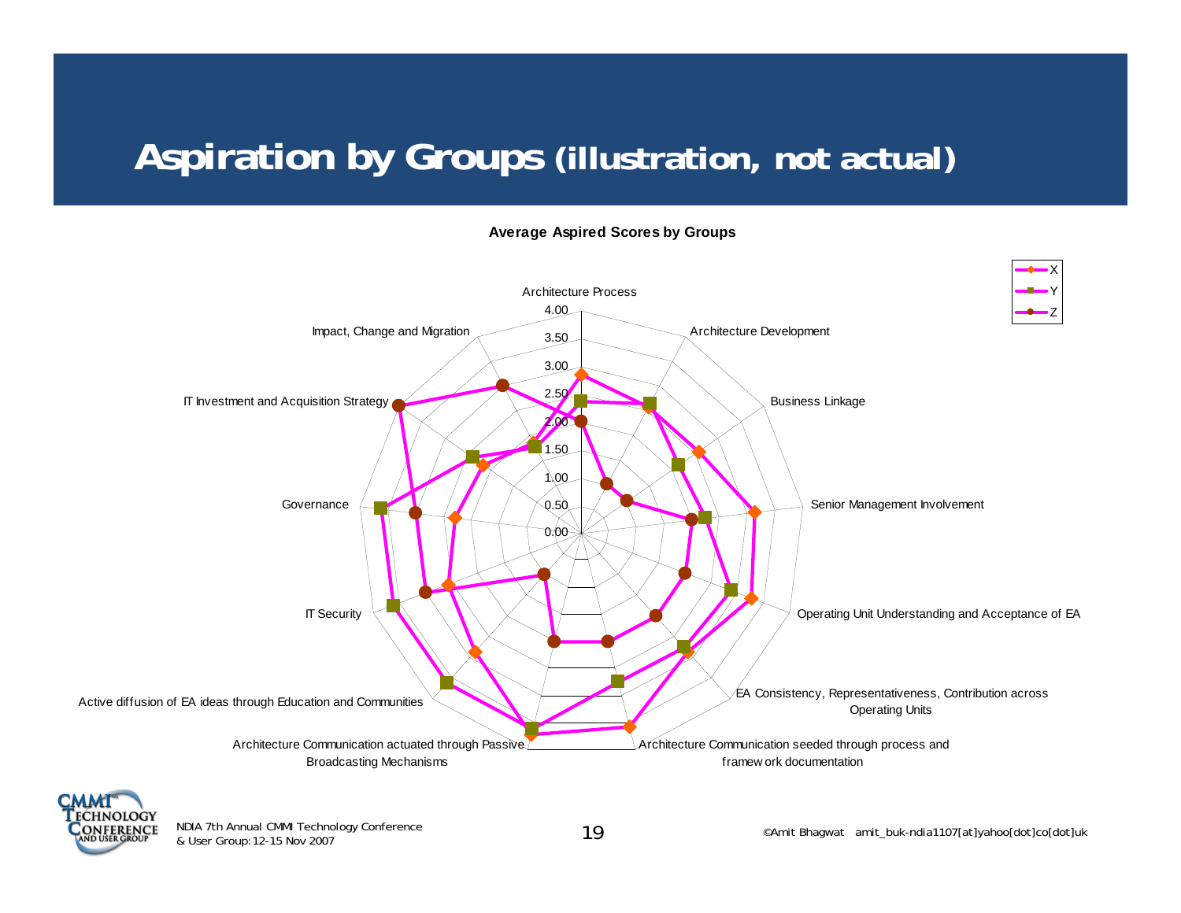# Aspiration by Groups (illustration, not actual)

**Average Aspired Scores by Groups**

X
Y
Z

Architecture Process
Architecture Development
Business Linkage
Senior Management Involvement
Operating Unit Understanding and Acceptance of EA
EA Consistency, Representativeness, Contribution across Operating Units
Architecture Communication seeded through process and framework documentation
Architecture Communication actuated through Passive Broadcasting Mechanisms
Active diffusion of EA ideas through Education and Communities
IT Security
Governance
IT Investment and Acquisition Strategy
Impact, Change and Migration

4.00
3.50
3.00
2.50
2.00
1.50
1.00
0.50
0.00

NDIA 7th Annual CMMI Technology Conference & User Group: 12-15 Nov 2007

©Amit Bhagwat amit_buk-ndia1107[at]yahoo[dot]co[dot]uk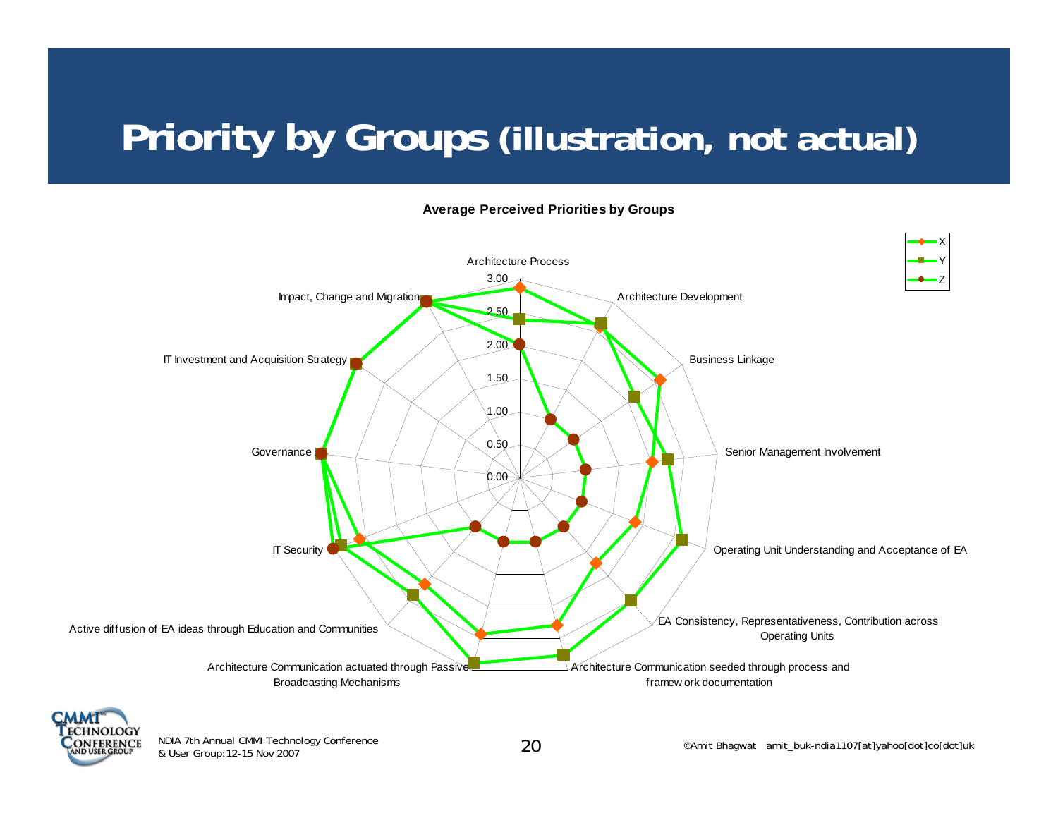# Priority by Groups (illustration, not actual)

**Average Perceived Priorities by Groups**

X
Y
Z

3.00
2.50
2.00
1.50
1.00
0.50
0.00

Architecture Process
Architecture Development
Business Linkage
Senior Management Involvement
Operating Unit Understanding and Acceptance of EA
EA Consistency, Representativeness, Contribution across Operating Units
Architecture Communication seeded through process and framework documentation
Architecture Communication actuated through Passive Broadcasting Mechanisms
Active diffusion of EA ideas through Education and Communities
IT Security
Governance
IT Investment and Acquisition Strategy
Impact, Change and Migration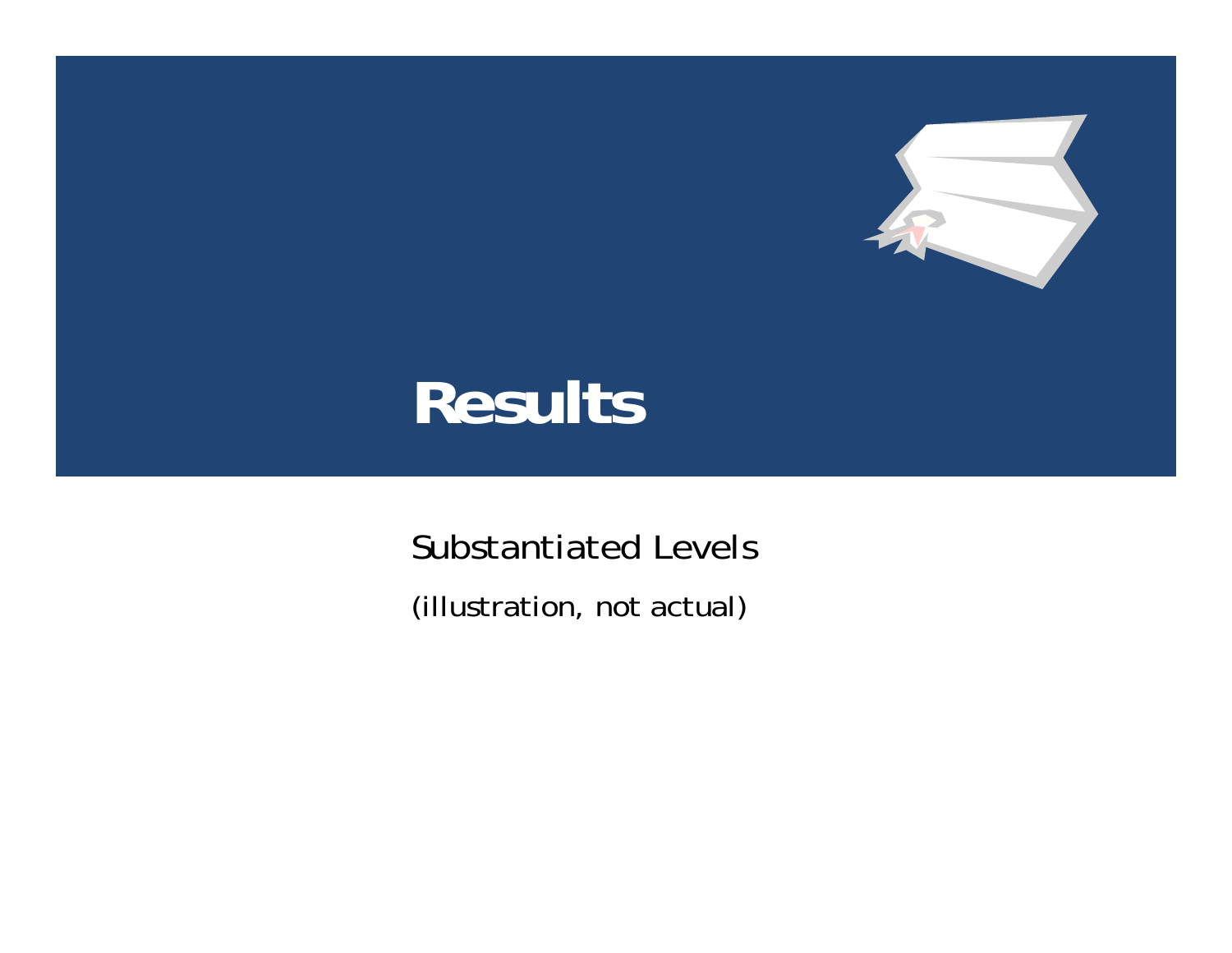# Results

Substantiated Levels

(illustration, not actual)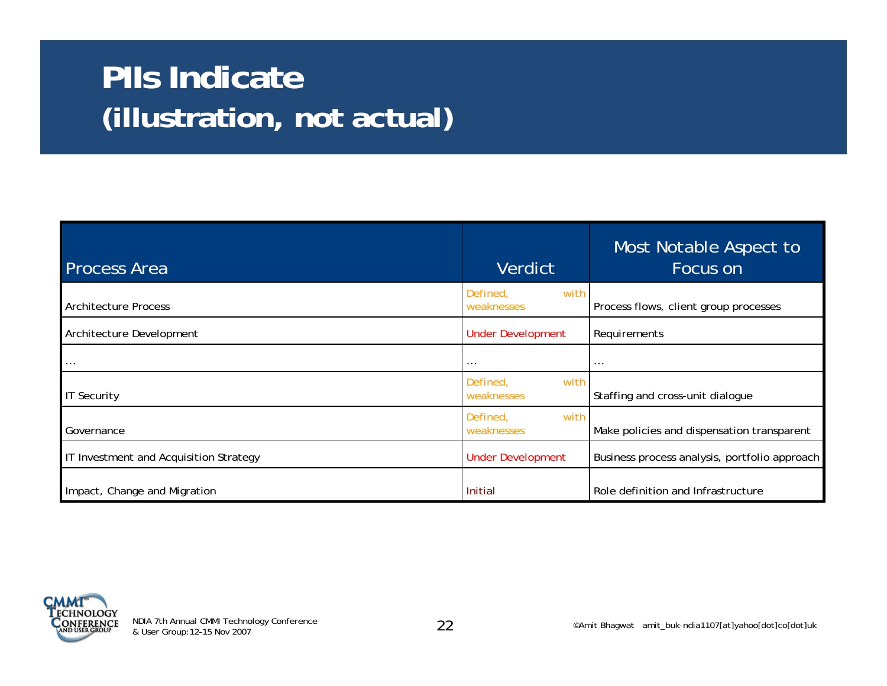# PIIs Indicate
## (illustration, not actual)

| Process Area | Verdict | Most Notable Aspect to Focus on |
|---|---|---|
| Architecture Process | Defined, with weaknesses | Process flows, client group processes |
| Architecture Development | Under Development | Requirements |
| … | … | … |
| IT Security | Defined, with weaknesses | Staffing and cross-unit dialogue |
| Governance | Defined, with weaknesses | Make policies and dispensation transparent |
| IT Investment and Acquisition Strategy | Under Development | Business process analysis, portfolio approach |
| Impact, Change and Migration | Initial | Role definition and Infrastructure |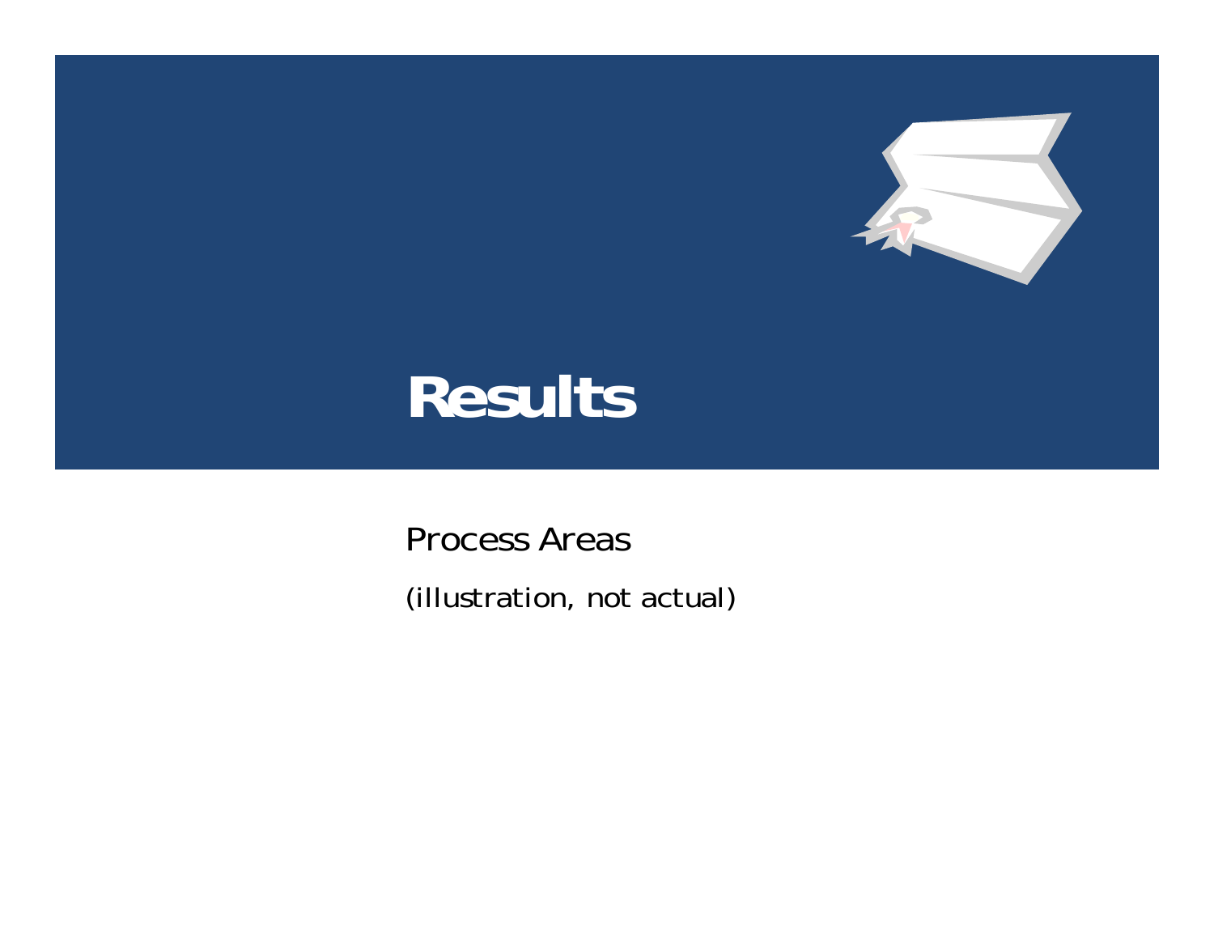# Results

Process Areas

(illustration, not actual)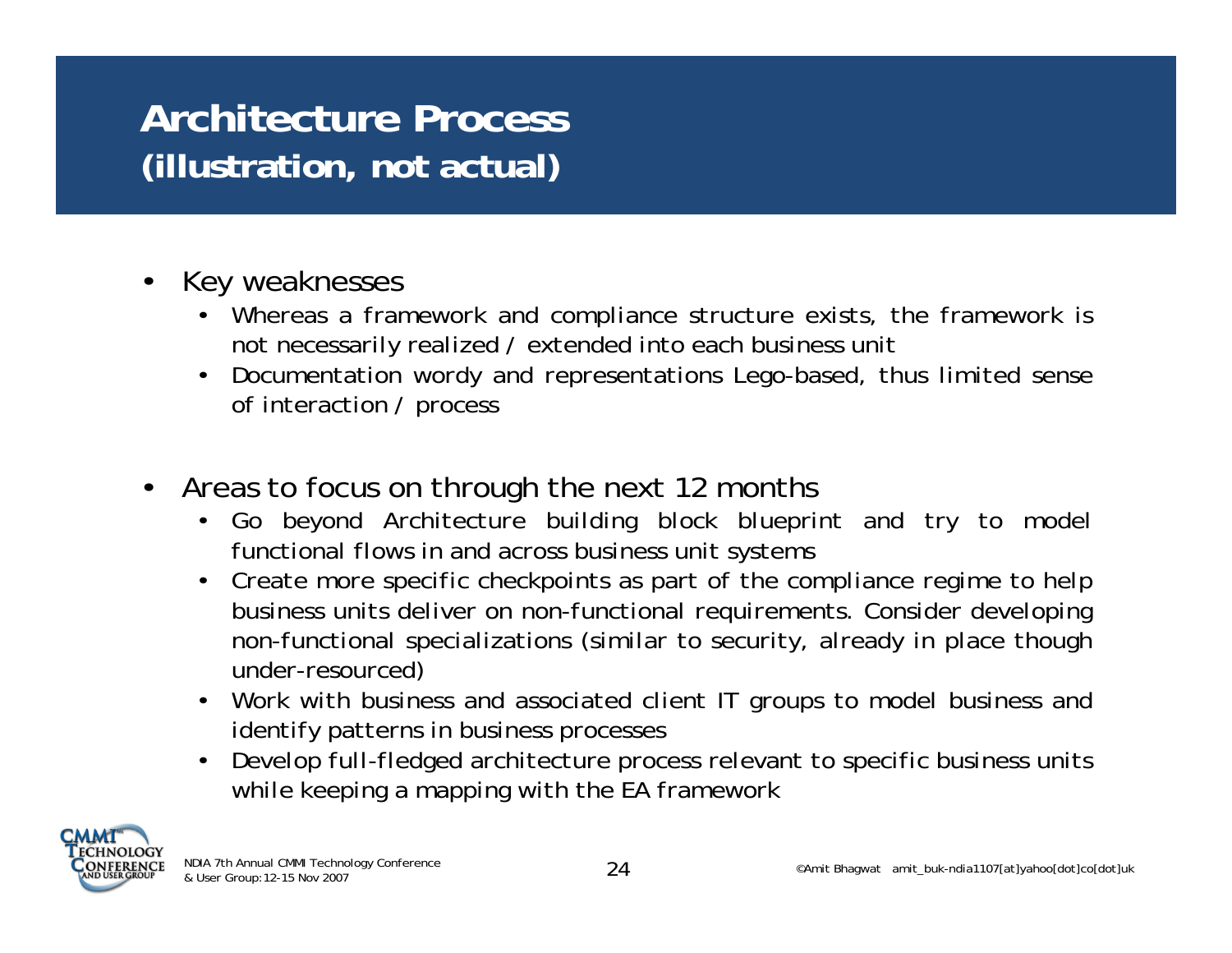# Architecture Process
## (illustration, not actual)

- Key weaknesses
  - Whereas a framework and compliance structure exists, the framework is not necessarily realized / extended into each business unit
  - Documentation wordy and representations Lego-based, thus limited sense of interaction / process

- Areas to focus on through the next 12 months
  - Go beyond Architecture building block blueprint and try to model functional flows in and across business unit systems
  - Create more specific checkpoints as part of the compliance regime to help business units deliver on non-functional requirements. Consider developing non-functional specializations (similar to security, already in place though under-resourced)
  - Work with business and associated client IT groups to model business and identify patterns in business processes
  - Develop full-fledged architecture process relevant to specific business units while keeping a mapping with the EA framework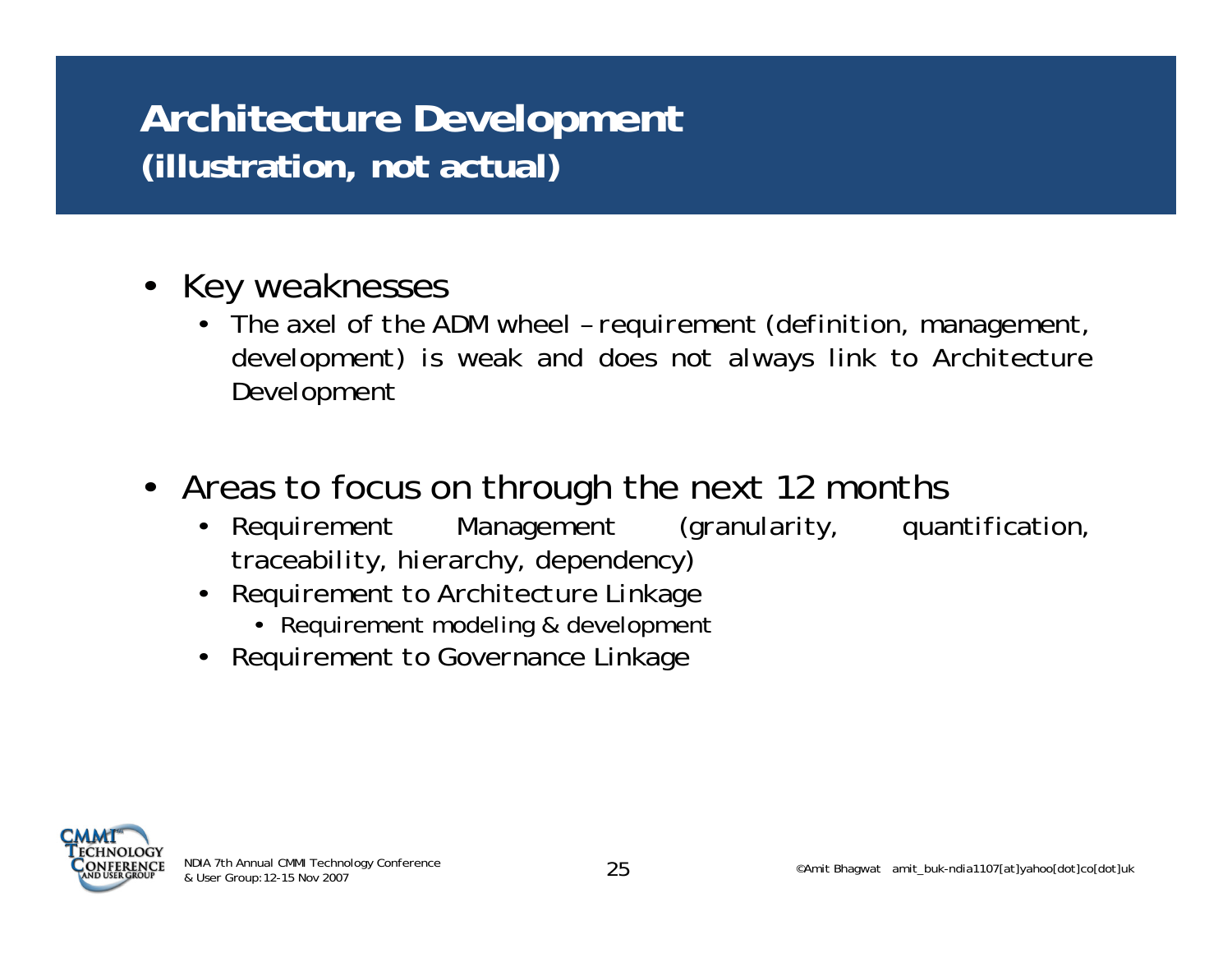# Architecture Development
## (illustration, not actual)

- Key weaknesses
  - The axel of the ADM wheel – requirement (definition, management, development) is weak and does not always link to Architecture Development

- Areas to focus on through the next 12 months
  - Requirement Management (granularity, quantification, traceability, hierarchy, dependency)
  - Requirement to Architecture Linkage
    - Requirement modeling & development
  - Requirement to Governance Linkage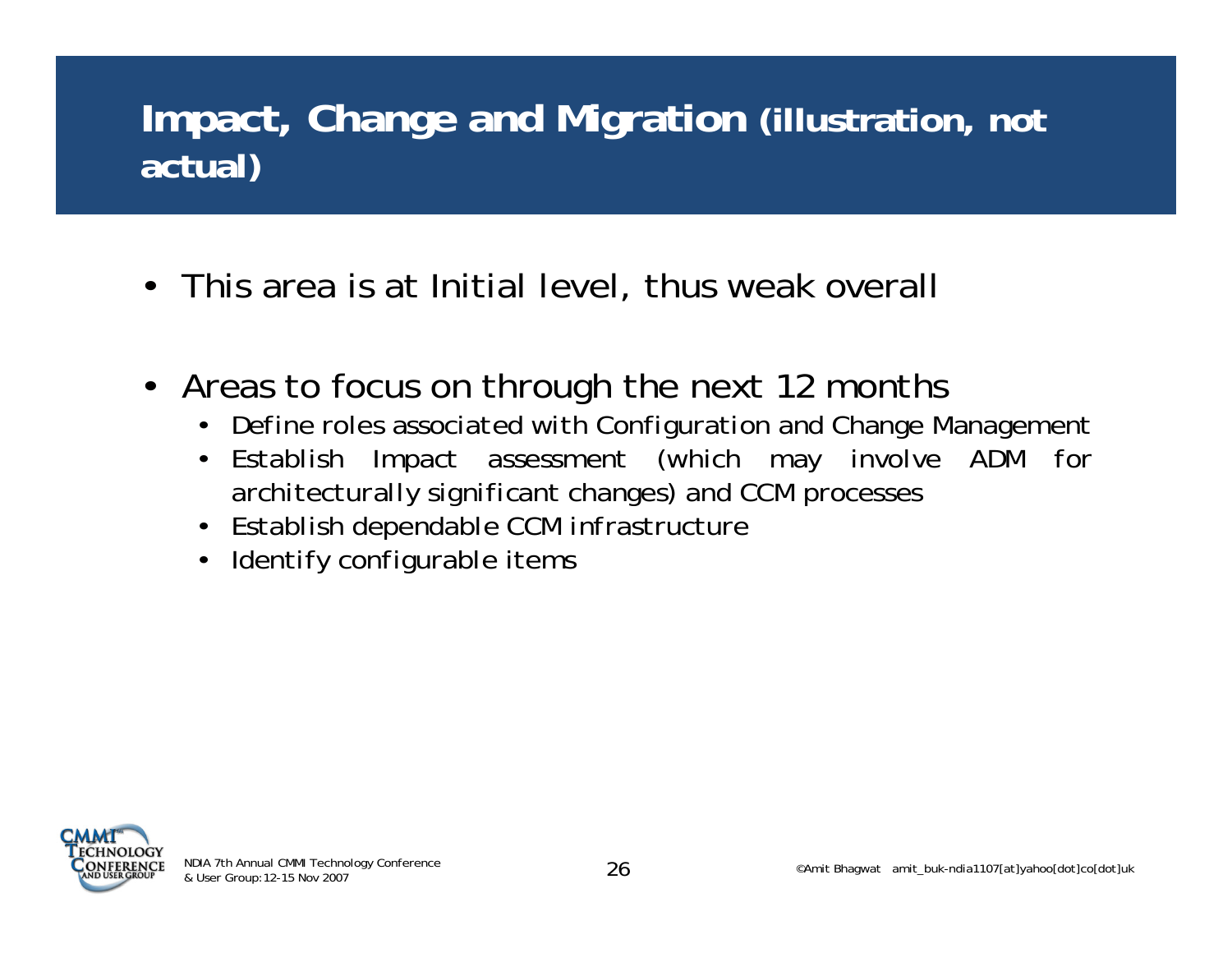# Impact, Change and Migration (illustration, not actual)

- This area is at Initial level, thus weak overall
- Areas to focus on through the next 12 months
  - Define roles associated with Configuration and Change Management
  - Establish Impact assessment (which may involve ADM for architecturally significant changes) and CCM processes
  - Establish dependable CCM infrastructure
  - Identify configurable items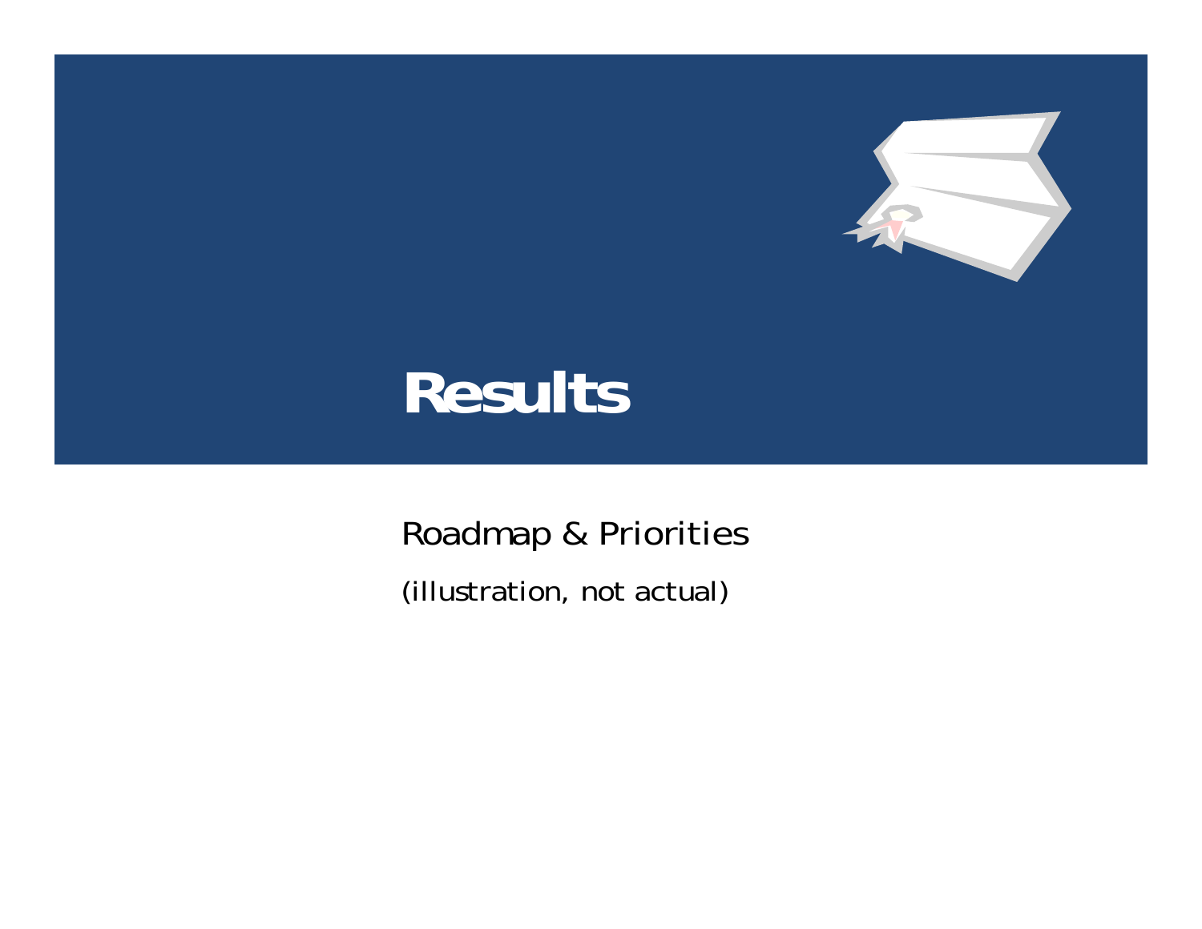# Results

Roadmap & Priorities

(illustration, not actual)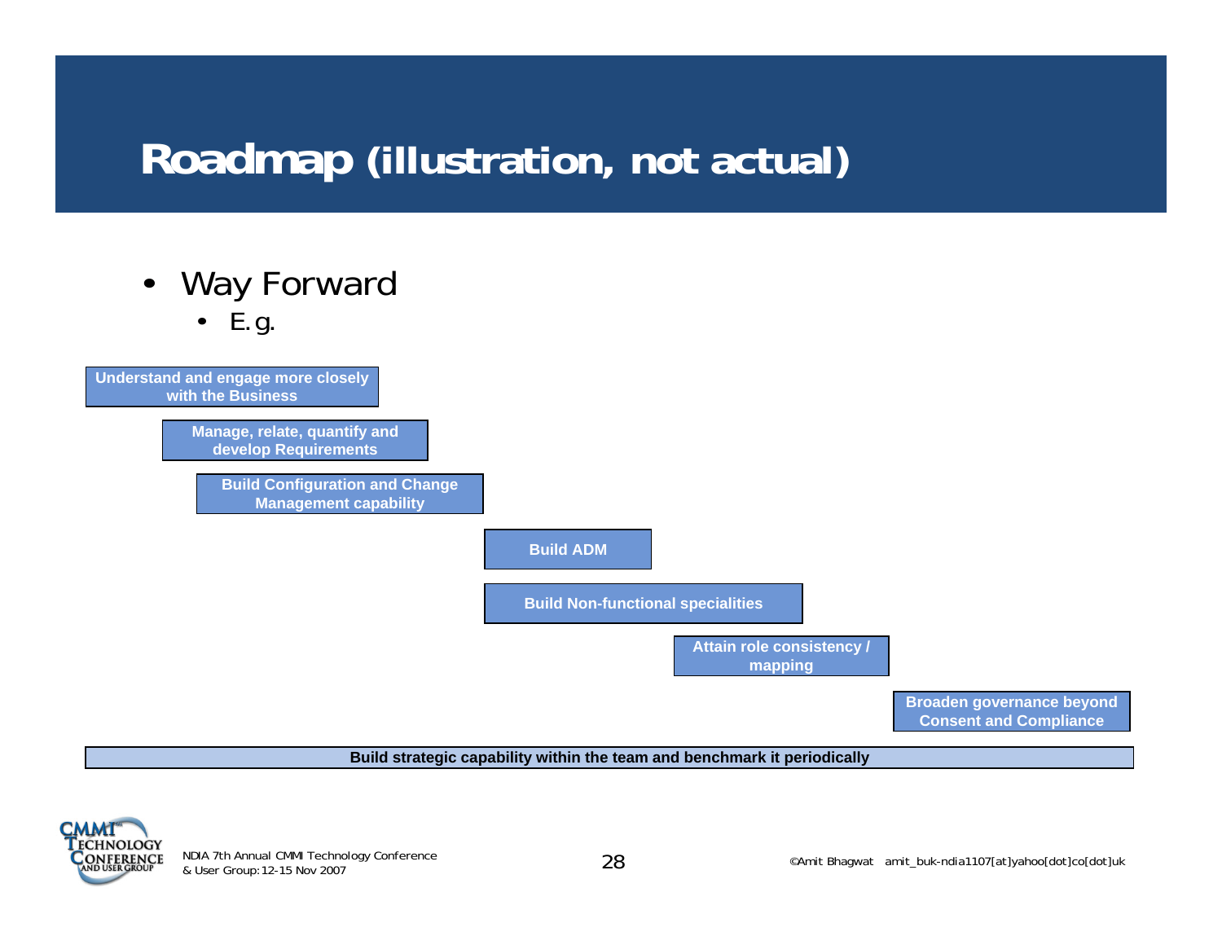# Roadmap (illustration, not actual)

- Way Forward
  - E.g.

Understand and engage more closely with the Business

Manage, relate, quantify and develop Requirements

Build Configuration and Change Management capability

Build ADM

Build Non-functional specialities

Attain role consistency / mapping

Broaden governance beyond Consent and Compliance

Build strategic capability within the team and benchmark it periodically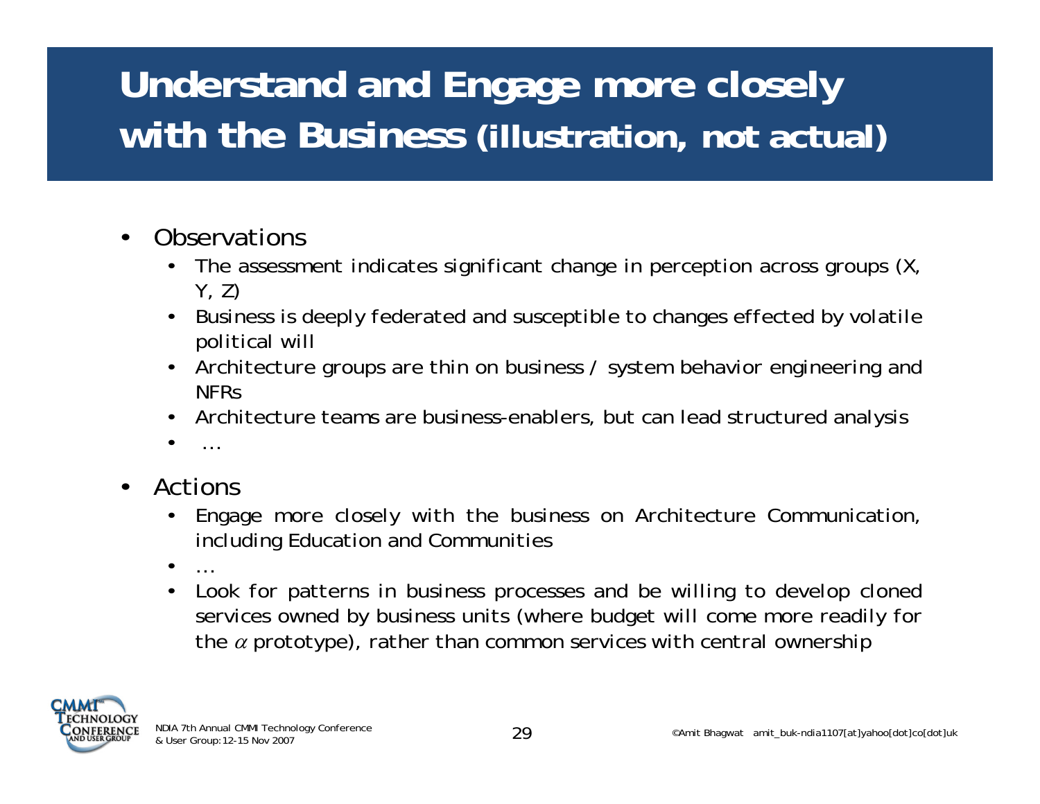# Understand and Engage more closely with the Business (illustration, not actual)

- Observations
  - The assessment indicates significant change in perception across groups (X, Y, Z)
  - Business is deeply federated and susceptible to changes effected by volatile political will
  - Architecture groups are thin on business / system behavior engineering and NFRs
  - Architecture teams are business-enablers, but can lead structured analysis
  - …
- Actions
  - Engage more closely with the business on Architecture Communication, including Education and Communities
  - …
  - Look for patterns in business processes and be willing to develop cloned services owned by business units (where budget will come more readily for the $\alpha$ prototype), rather than common services with central ownership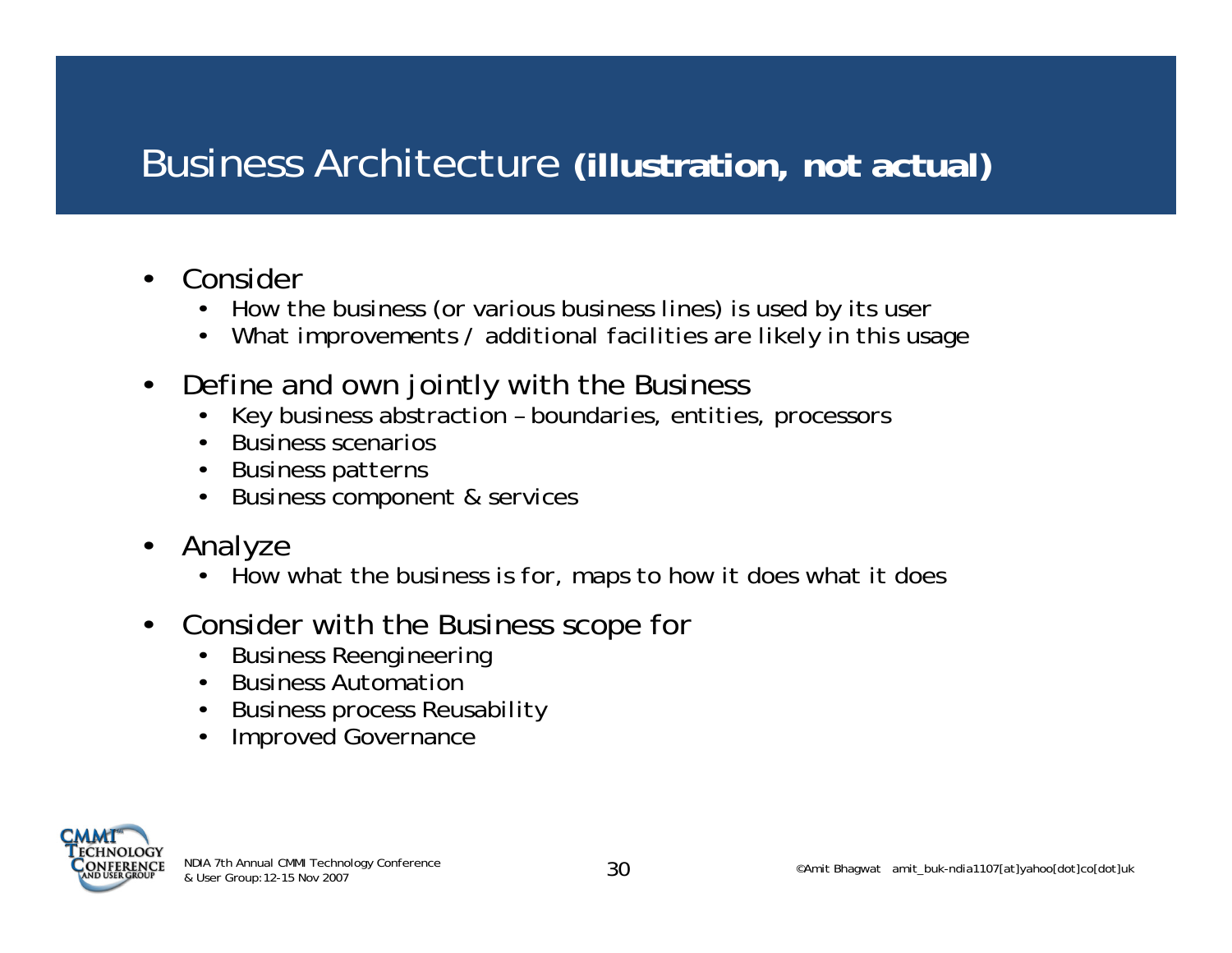# Business Architecture **(illustration, not actual)**

- Consider
  - How the business (or various business lines) is used by its user
  - What improvements / additional facilities are likely in this usage
- Define and own jointly with the Business
  - Key business abstraction – boundaries, entities, processors
  - Business scenarios
  - Business patterns
  - Business component & services
- Analyze
  - How what the business is for, maps to how it does what it does
- Consider with the Business scope for
  - Business Reengineering
  - Business Automation
  - Business process Reusability
  - Improved Governance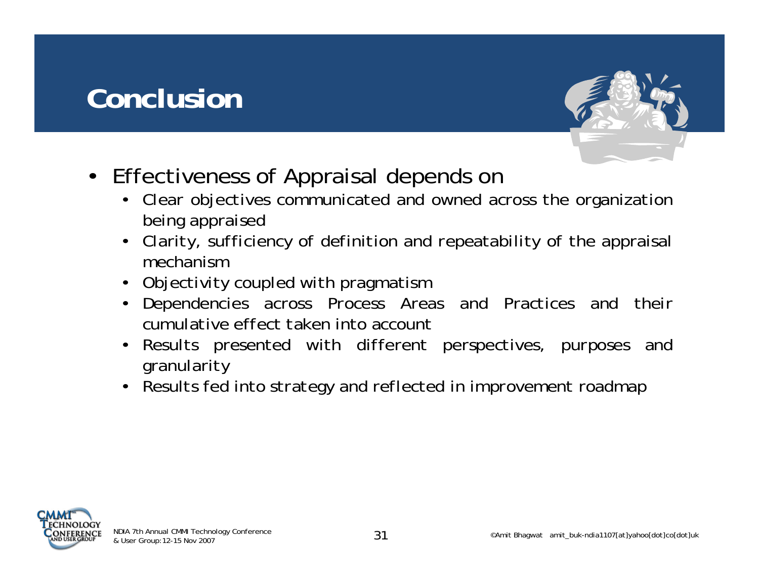# Conclusion

- Effectiveness of Appraisal depends on
  - Clear objectives communicated and owned across the organization being appraised
  - Clarity, sufficiency of definition and repeatability of the appraisal mechanism
  - Objectivity coupled with pragmatism
  - Dependencies across Process Areas and Practices and their cumulative effect taken into account
  - Results presented with different perspectives, purposes and granularity
  - Results fed into strategy and reflected in improvement roadmap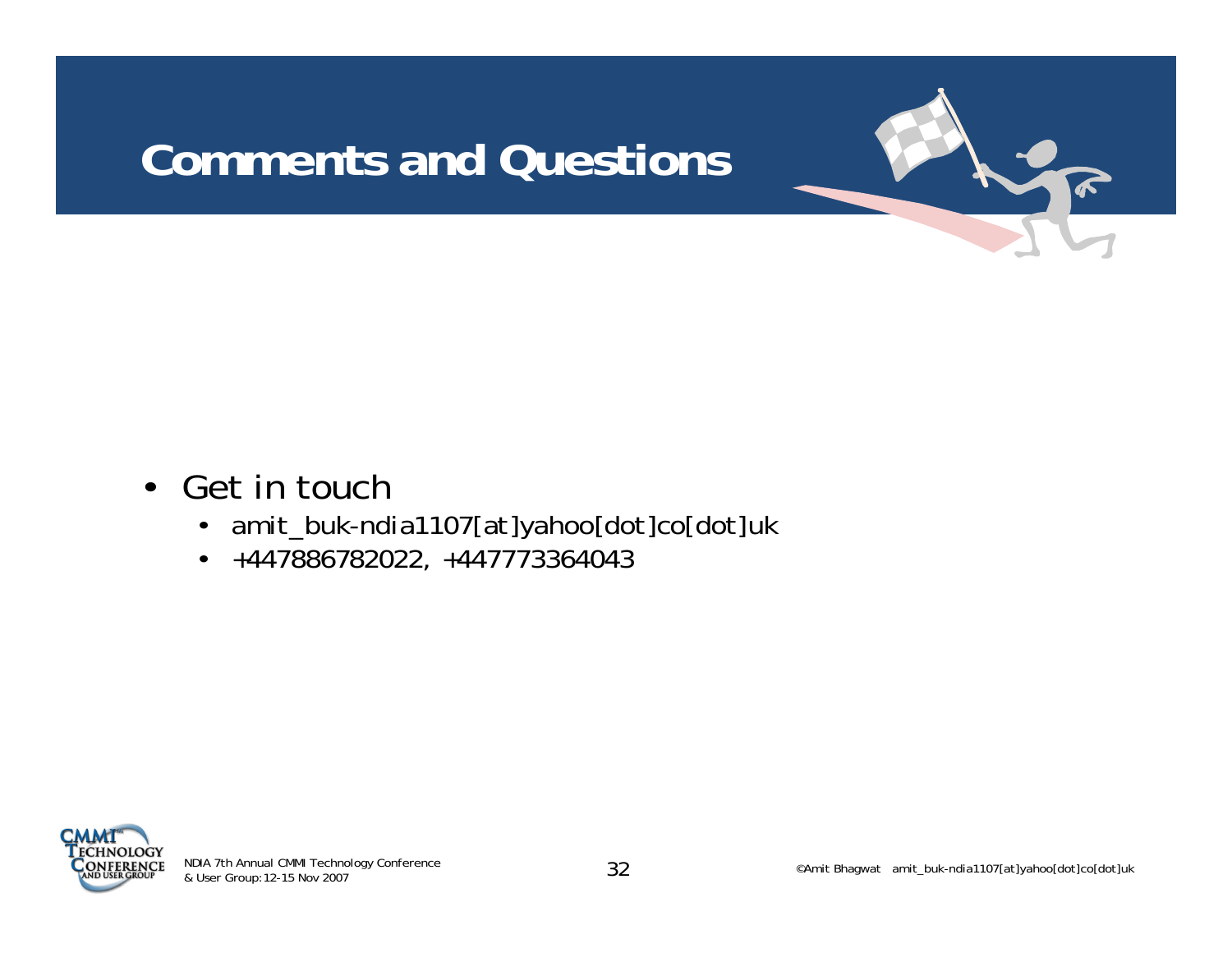# Comments and Questions

- Get in touch
  - amit_buk-ndia1107[at]yahoo[dot]co[dot]uk
  - +447886782022, +447773364043